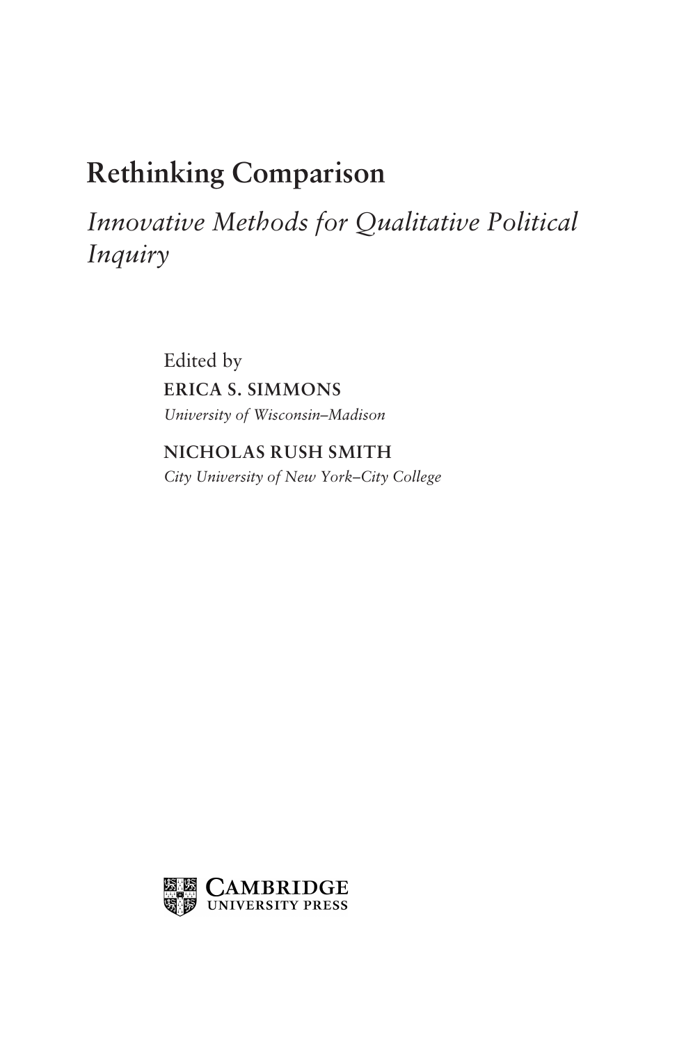# Rethinking Comparison

*Innovative Methods for Qualitative Political Inquiry*

Edited by

**ERICA S. SIMMONS**

*University of Wisconsin–Madison*

**NICHOLAS RUSH SMITH**

*City University of New York–City College*

CAMBRIDGE UNIVERSITY PRESS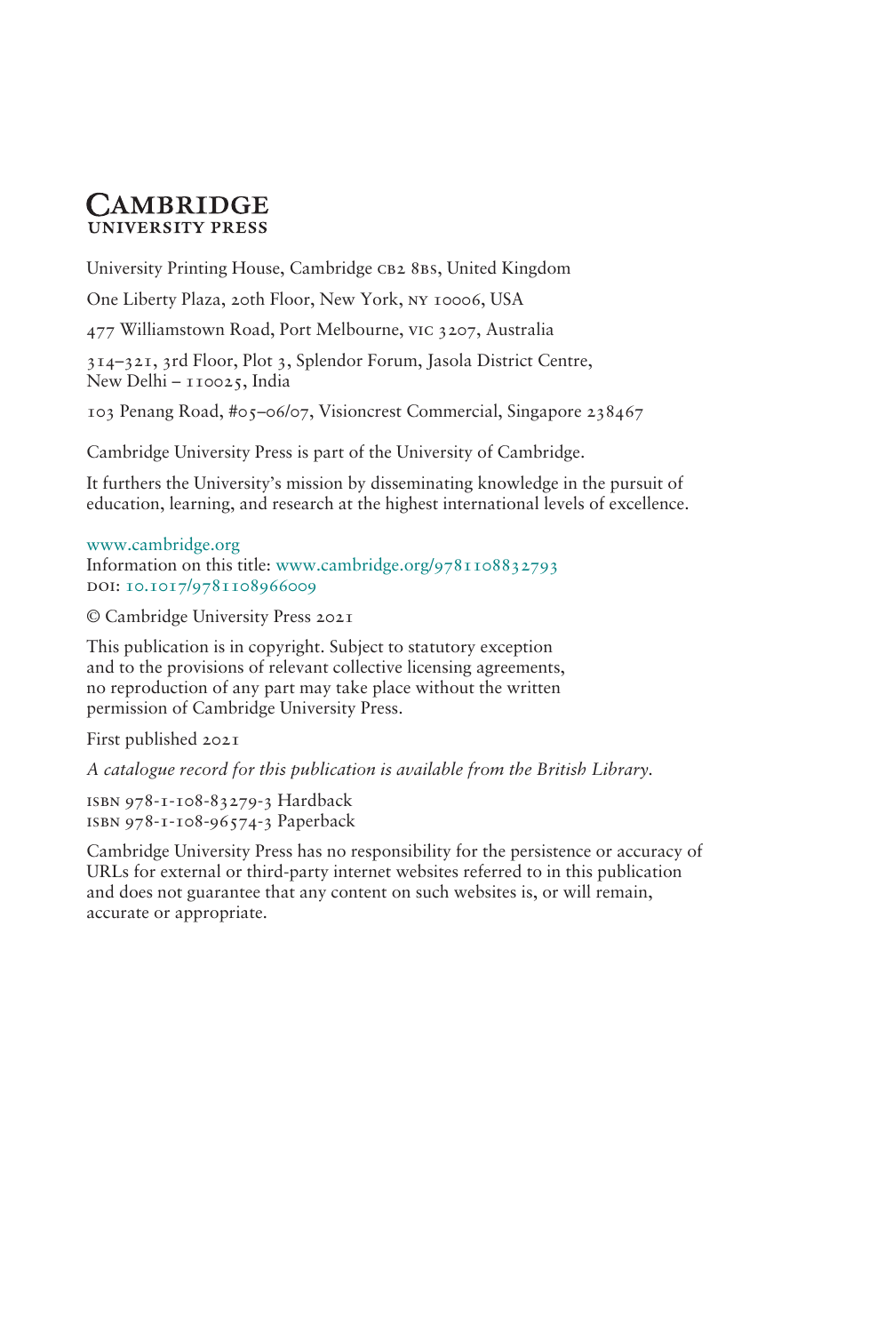# Cambridge
## University Press

University Printing House, Cambridge CB2 8BS, United Kingdom

One Liberty Plaza, 20th Floor, New York, NY 10006, USA

477 Williamstown Road, Port Melbourne, VIC 3207, Australia

314–321, 3rd Floor, Plot 3, Splendor Forum, Jasola District Centre, New Delhi – 110025, India

103 Penang Road, #05–06/07, Visioncrest Commercial, Singapore 238467

Cambridge University Press is part of the University of Cambridge.

It furthers the University's mission by disseminating knowledge in the pursuit of education, learning, and research at the highest international levels of excellence.

www.cambridge.org
Information on this title: www.cambridge.org/9781108832793
DOI: 10.1017/9781108966009

© Cambridge University Press 2021

This publication is in copyright. Subject to statutory exception and to the provisions of relevant collective licensing agreements, no reproduction of any part may take place without the written permission of Cambridge University Press.

First published 2021

*A catalogue record for this publication is available from the British Library.*

ISBN 978-1-108-83279-3 Hardback
ISBN 978-1-108-96574-3 Paperback

Cambridge University Press has no responsibility for the persistence or accuracy of URLs for external or third-party internet websites referred to in this publication and does not guarantee that any content on such websites is, or will remain, accurate or appropriate.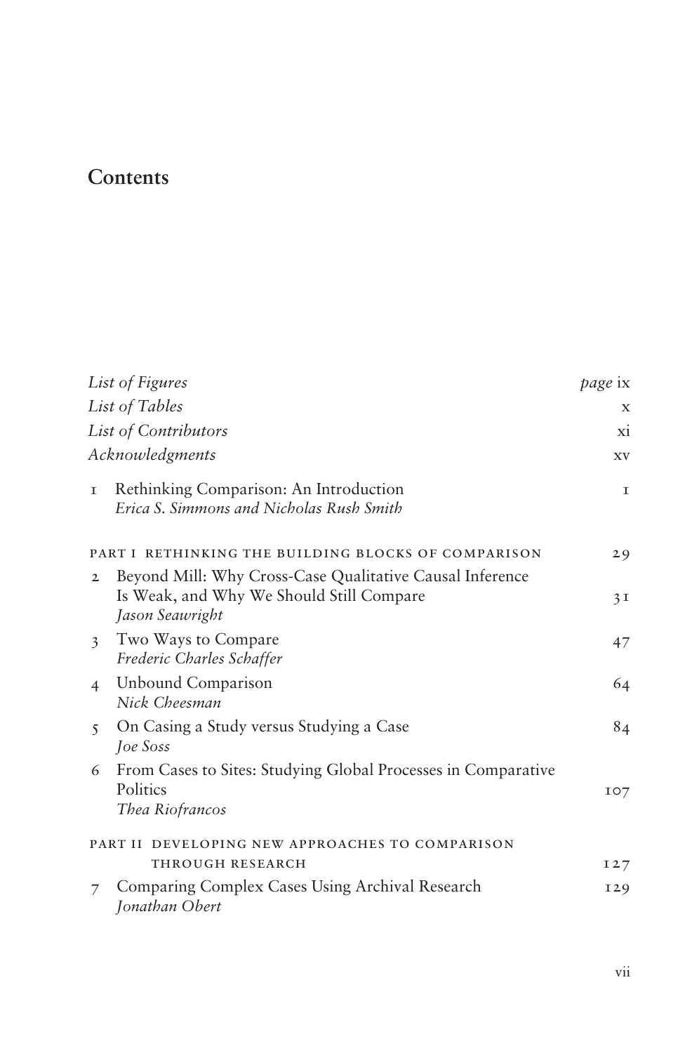# Contents

| | | |
|---|---|---|
| *List of Figures* | | *page* ix |
| *List of Tables* | | x |
| *List of Contributors* | | xi |
| *Acknowledgments* | | xv |
| 1 | Rethinking Comparison: An Introduction<br>*Erica S. Simmons and Nicholas Rush Smith* | 1 |
| PART I RETHINKING THE BUILDING BLOCKS OF COMPARISON | | 29 |
| 2 | Beyond Mill: Why Cross-Case Qualitative Causal Inference Is Weak, and Why We Should Still Compare<br>*Jason Seawright* | 31 |
| 3 | Two Ways to Compare<br>*Frederic Charles Schaffer* | 47 |
| 4 | Unbound Comparison<br>*Nick Cheesman* | 64 |
| 5 | On Casing a Study versus Studying a Case<br>*Joe Soss* | 84 |
| 6 | From Cases to Sites: Studying Global Processes in Comparative Politics<br>*Thea Riofrancos* | 107 |
| PART II DEVELOPING NEW APPROACHES TO COMPARISON THROUGH RESEARCH | | 127 |
| 7 | Comparing Complex Cases Using Archival Research<br>*Jonathan Obert* | 129 |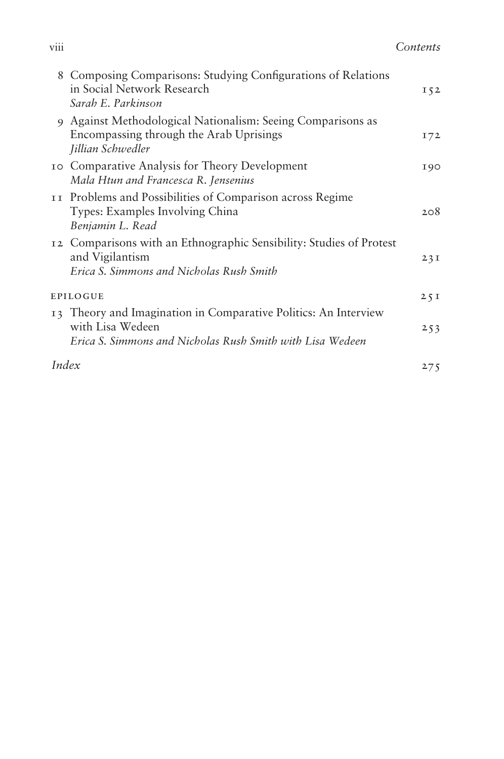8 Composing Comparisons: Studying Configurations of Relations in Social Network Research 152
*Sarah E. Parkinson*

9 Against Methodological Nationalism: Seeing Comparisons as Encompassing through the Arab Uprisings 172
*Jillian Schwedler*

10 Comparative Analysis for Theory Development 190
*Mala Htun and Francesca R. Jensenius*

11 Problems and Possibilities of Comparison across Regime Types: Examples Involving China 208
*Benjamin L. Read*

12 Comparisons with an Ethnographic Sensibility: Studies of Protest and Vigilantism 231
*Erica S. Simmons and Nicholas Rush Smith*

EPILOGUE 251

13 Theory and Imagination in Comparative Politics: An Interview with Lisa Wedeen 253
*Erica S. Simmons and Nicholas Rush Smith with Lisa Wedeen*

*Index* 275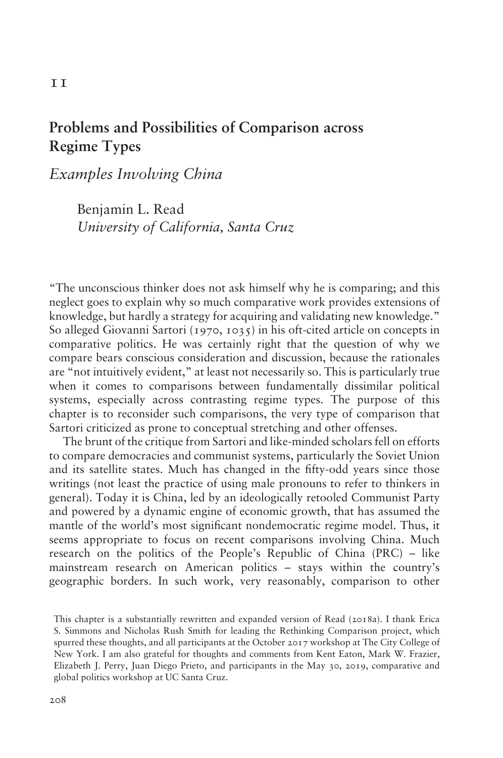# 11

## Problems and Possibilities of Comparison across Regime Types

### *Examples Involving China*

Benjamin L. Read
*University of California, Santa Cruz*

"The unconscious thinker does not ask himself why he is comparing; and this neglect goes to explain why so much comparative work provides extensions of knowledge, but hardly a strategy for acquiring and validating new knowledge." So alleged Giovanni Sartori (1970, 1035) in his oft-cited article on concepts in comparative politics. He was certainly right that the question of why we compare bears conscious consideration and discussion, because the rationales are "not intuitively evident," at least not necessarily so. This is particularly true when it comes to comparisons between fundamentally dissimilar political systems, especially across contrasting regime types. The purpose of this chapter is to reconsider such comparisons, the very type of comparison that Sartori criticized as prone to conceptual stretching and other offenses.

The brunt of the critique from Sartori and like-minded scholars fell on efforts to compare democracies and communist systems, particularly the Soviet Union and its satellite states. Much has changed in the fifty-odd years since those writings (not least the practice of using male pronouns to refer to thinkers in general). Today it is China, led by an ideologically retooled Communist Party and powered by a dynamic engine of economic growth, that has assumed the mantle of the world's most significant nondemocratic regime model. Thus, it seems appropriate to focus on recent comparisons involving China. Much research on the politics of the People's Republic of China (PRC) – like mainstream research on American politics – stays within the country's geographic borders. In such work, very reasonably, comparison to other

This chapter is a substantially rewritten and expanded version of Read (2018a). I thank Erica S. Simmons and Nicholas Rush Smith for leading the Rethinking Comparison project, which spurred these thoughts, and all participants at the October 2017 workshop at The City College of New York. I am also grateful for thoughts and comments from Kent Eaton, Mark W. Frazier, Elizabeth J. Perry, Juan Diego Prieto, and participants in the May 30, 2019, comparative and global politics workshop at UC Santa Cruz.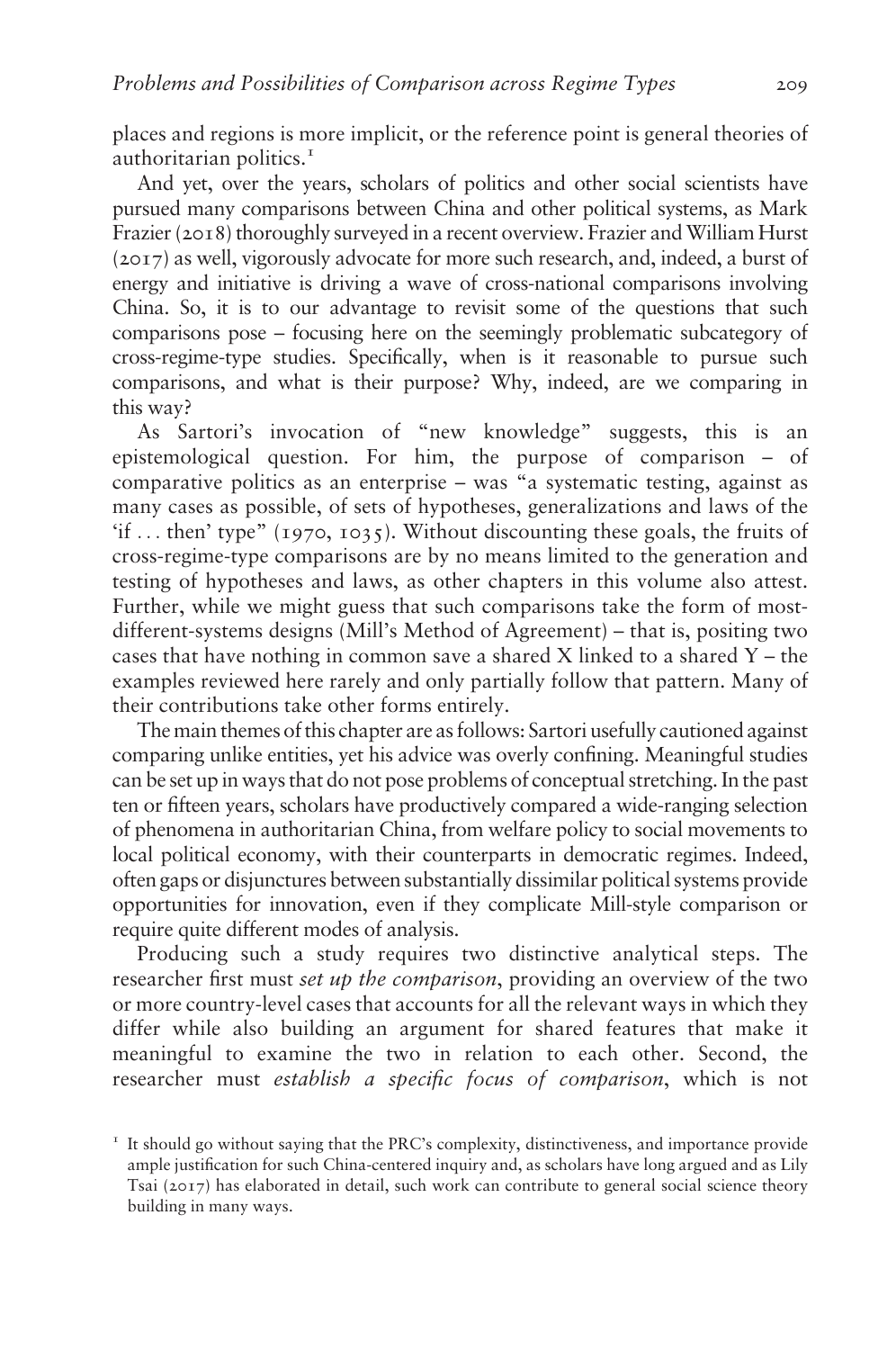places and regions is more implicit, or the reference point is general theories of authoritarian politics.[1]

And yet, over the years, scholars of politics and other social scientists have pursued many comparisons between China and other political systems, as Mark Frazier (2018) thoroughly surveyed in a recent overview. Frazier and William Hurst (2017) as well, vigorously advocate for more such research, and, indeed, a burst of energy and initiative is driving a wave of cross-national comparisons involving China. So, it is to our advantage to revisit some of the questions that such comparisons pose – focusing here on the seemingly problematic subcategory of cross-regime-type studies. Specifically, when is it reasonable to pursue such comparisons, and what is their purpose? Why, indeed, are we comparing in this way?

As Sartori's invocation of "new knowledge" suggests, this is an epistemological question. For him, the purpose of comparison – of comparative politics as an enterprise – was "a systematic testing, against as many cases as possible, of sets of hypotheses, generalizations and laws of the 'if ... then' type" (1970, 1035). Without discounting these goals, the fruits of cross-regime-type comparisons are by no means limited to the generation and testing of hypotheses and laws, as other chapters in this volume also attest. Further, while we might guess that such comparisons take the form of most-different-systems designs (Mill's Method of Agreement) – that is, positing two cases that have nothing in common save a shared X linked to a shared Y – the examples reviewed here rarely and only partially follow that pattern. Many of their contributions take other forms entirely.

The main themes of this chapter are as follows: Sartori usefully cautioned against comparing unlike entities, yet his advice was overly confining. Meaningful studies can be set up in ways that do not pose problems of conceptual stretching. In the past ten or fifteen years, scholars have productively compared a wide-ranging selection of phenomena in authoritarian China, from welfare policy to social movements to local political economy, with their counterparts in democratic regimes. Indeed, often gaps or disjunctures between substantially dissimilar political systems provide opportunities for innovation, even if they complicate Mill-style comparison or require quite different modes of analysis.

Producing such a study requires two distinctive analytical steps. The researcher first must *set up the comparison*, providing an overview of the two or more country-level cases that accounts for all the relevant ways in which they differ while also building an argument for shared features that make it meaningful to examine the two in relation to each other. Second, the researcher must *establish a specific focus of comparison*, which is not

[1] It should go without saying that the PRC's complexity, distinctiveness, and importance provide ample justification for such China-centered inquiry and, as scholars have long argued and as Lily Tsai (2017) has elaborated in detail, such work can contribute to general social science theory building in many ways.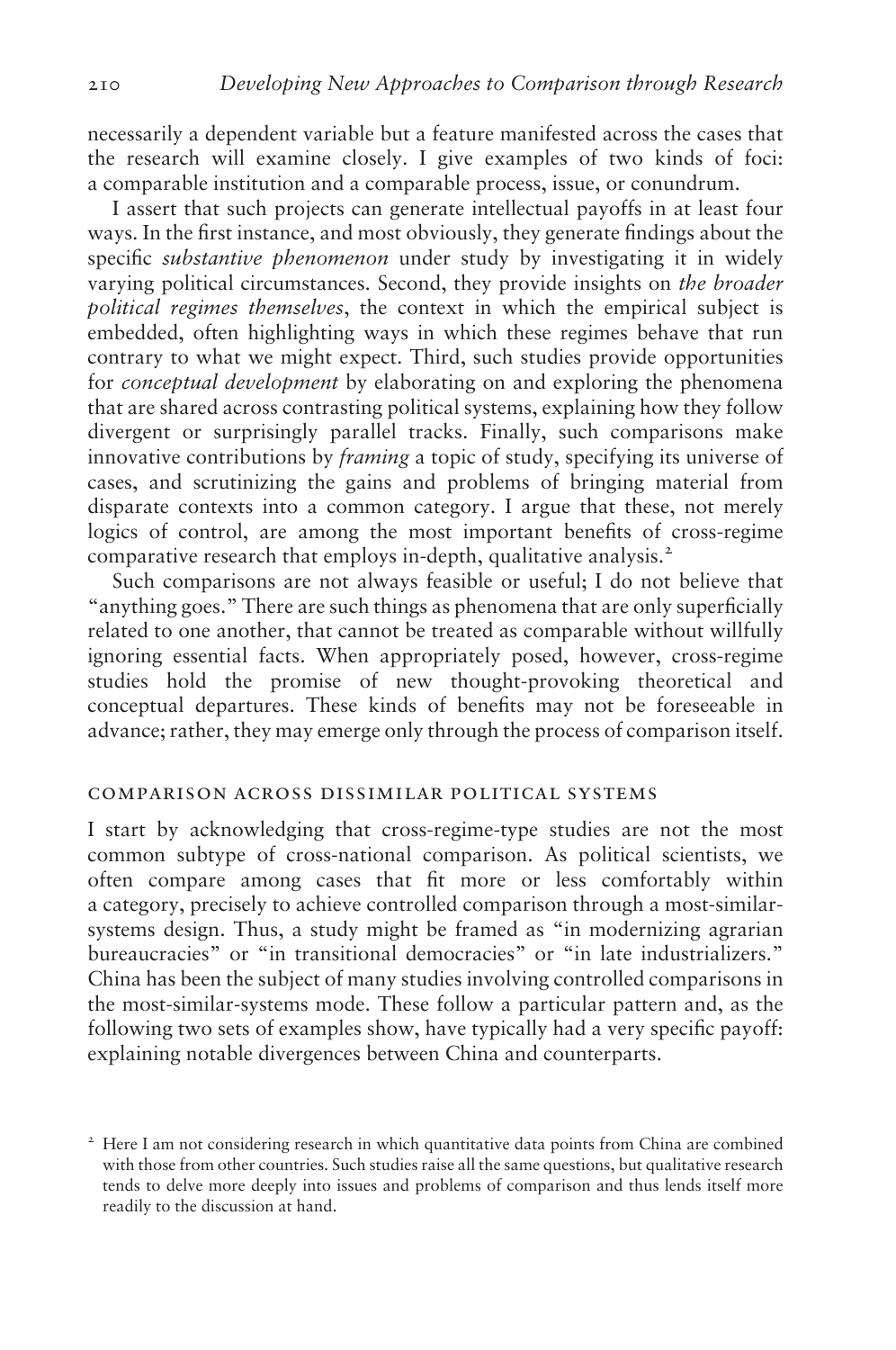necessarily a dependent variable but a feature manifested across the cases that the research will examine closely. I give examples of two kinds of foci: a comparable institution and a comparable process, issue, or conundrum.

I assert that such projects can generate intellectual payoffs in at least four ways. In the first instance, and most obviously, they generate findings about the specific *substantive phenomenon* under study by investigating it in widely varying political circumstances. Second, they provide insights on *the broader political regimes themselves*, the context in which the empirical subject is embedded, often highlighting ways in which these regimes behave that run contrary to what we might expect. Third, such studies provide opportunities for *conceptual development* by elaborating on and exploring the phenomena that are shared across contrasting political systems, explaining how they follow divergent or surprisingly parallel tracks. Finally, such comparisons make innovative contributions by *framing* a topic of study, specifying its universe of cases, and scrutinizing the gains and problems of bringing material from disparate contexts into a common category. I argue that these, not merely logics of control, are among the most important benefits of cross-regime comparative research that employs in-depth, qualitative analysis.[2]

Such comparisons are not always feasible or useful; I do not believe that "anything goes." There are such things as phenomena that are only superficially related to one another, that cannot be treated as comparable without willfully ignoring essential facts. When appropriately posed, however, cross-regime studies hold the promise of new thought-provoking theoretical and conceptual departures. These kinds of benefits may not be foreseeable in advance; rather, they may emerge only through the process of comparison itself.

## COMPARISON ACROSS DISSIMILAR POLITICAL SYSTEMS

I start by acknowledging that cross-regime-type studies are not the most common subtype of cross-national comparison. As political scientists, we often compare among cases that fit more or less comfortably within a category, precisely to achieve controlled comparison through a most-similar-systems design. Thus, a study might be framed as "in modernizing agrarian bureaucracies" or "in transitional democracies" or "in late industrializers." China has been the subject of many studies involving controlled comparisons in the most-similar-systems mode. These follow a particular pattern and, as the following two sets of examples show, have typically had a very specific payoff: explaining notable divergences between China and counterparts.

[2] Here I am not considering research in which quantitative data points from China are combined with those from other countries. Such studies raise all the same questions, but qualitative research tends to delve more deeply into issues and problems of comparison and thus lends itself more readily to the discussion at hand.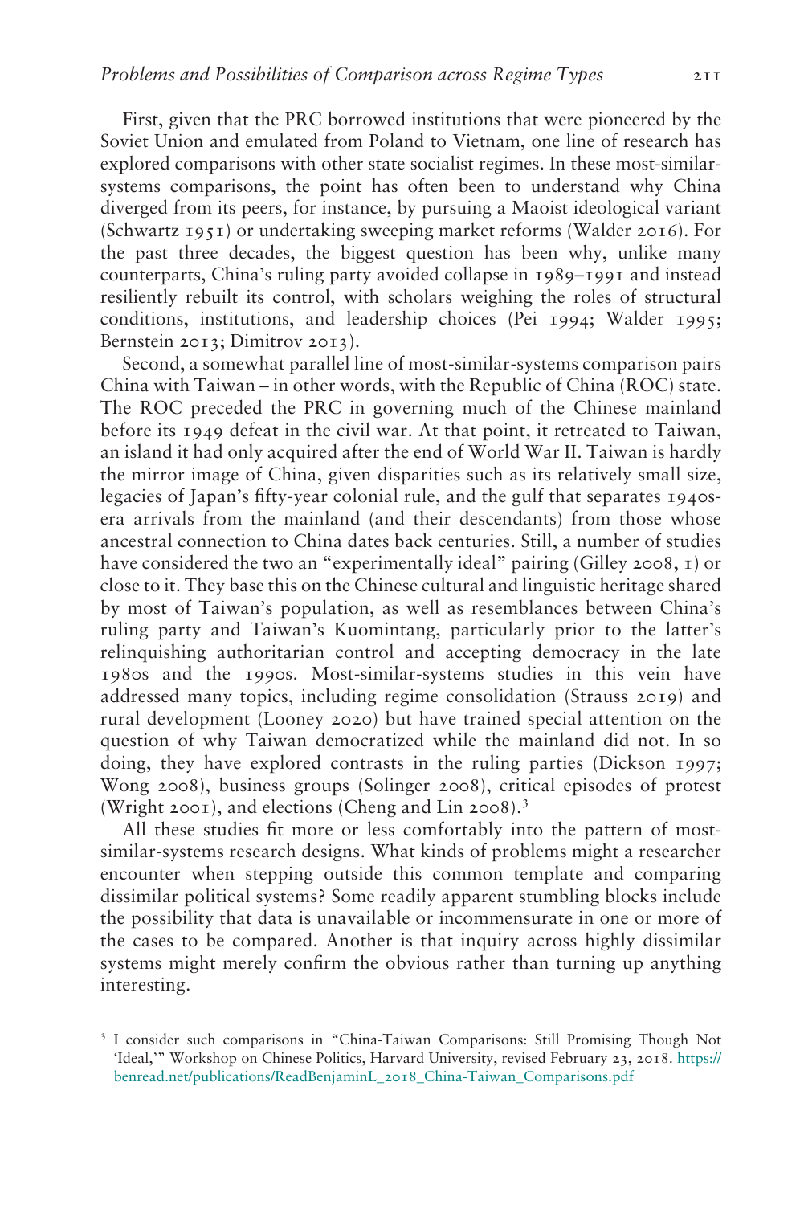First, given that the PRC borrowed institutions that were pioneered by the Soviet Union and emulated from Poland to Vietnam, one line of research has explored comparisons with other state socialist regimes. In these most-similar-systems comparisons, the point has often been to understand why China diverged from its peers, for instance, by pursuing a Maoist ideological variant (Schwartz 1951) or undertaking sweeping market reforms (Walder 2016). For the past three decades, the biggest question has been why, unlike many counterparts, China's ruling party avoided collapse in 1989–1991 and instead resiliently rebuilt its control, with scholars weighing the roles of structural conditions, institutions, and leadership choices (Pei 1994; Walder 1995; Bernstein 2013; Dimitrov 2013).

Second, a somewhat parallel line of most-similar-systems comparison pairs China with Taiwan – in other words, with the Republic of China (ROC) state. The ROC preceded the PRC in governing much of the Chinese mainland before its 1949 defeat in the civil war. At that point, it retreated to Taiwan, an island it had only acquired after the end of World War II. Taiwan is hardly the mirror image of China, given disparities such as its relatively small size, legacies of Japan's fifty-year colonial rule, and the gulf that separates 1940s-era arrivals from the mainland (and their descendants) from those whose ancestral connection to China dates back centuries. Still, a number of studies have considered the two an "experimentally ideal" pairing (Gilley 2008, 1) or close to it. They base this on the Chinese cultural and linguistic heritage shared by most of Taiwan's population, as well as resemblances between China's ruling party and Taiwan's Kuomintang, particularly prior to the latter's relinquishing authoritarian control and accepting democracy in the late 1980s and the 1990s. Most-similar-systems studies in this vein have addressed many topics, including regime consolidation (Strauss 2019) and rural development (Looney 2020) but have trained special attention on the question of why Taiwan democratized while the mainland did not. In so doing, they have explored contrasts in the ruling parties (Dickson 1997; Wong 2008), business groups (Solinger 2008), critical episodes of protest (Wright 2001), and elections (Cheng and Lin 2008).[3]

All these studies fit more or less comfortably into the pattern of most-similar-systems research designs. What kinds of problems might a researcher encounter when stepping outside this common template and comparing dissimilar political systems? Some readily apparent stumbling blocks include the possibility that data is unavailable or incommensurate in one or more of the cases to be compared. Another is that inquiry across highly dissimilar systems might merely confirm the obvious rather than turning up anything interesting.

[3] I consider such comparisons in "China-Taiwan Comparisons: Still Promising Though Not 'Ideal,'" Workshop on Chinese Politics, Harvard University, revised February 23, 2018. https://benread.net/publications/ReadBenjaminL_2018_China-Taiwan_Comparisons.pdf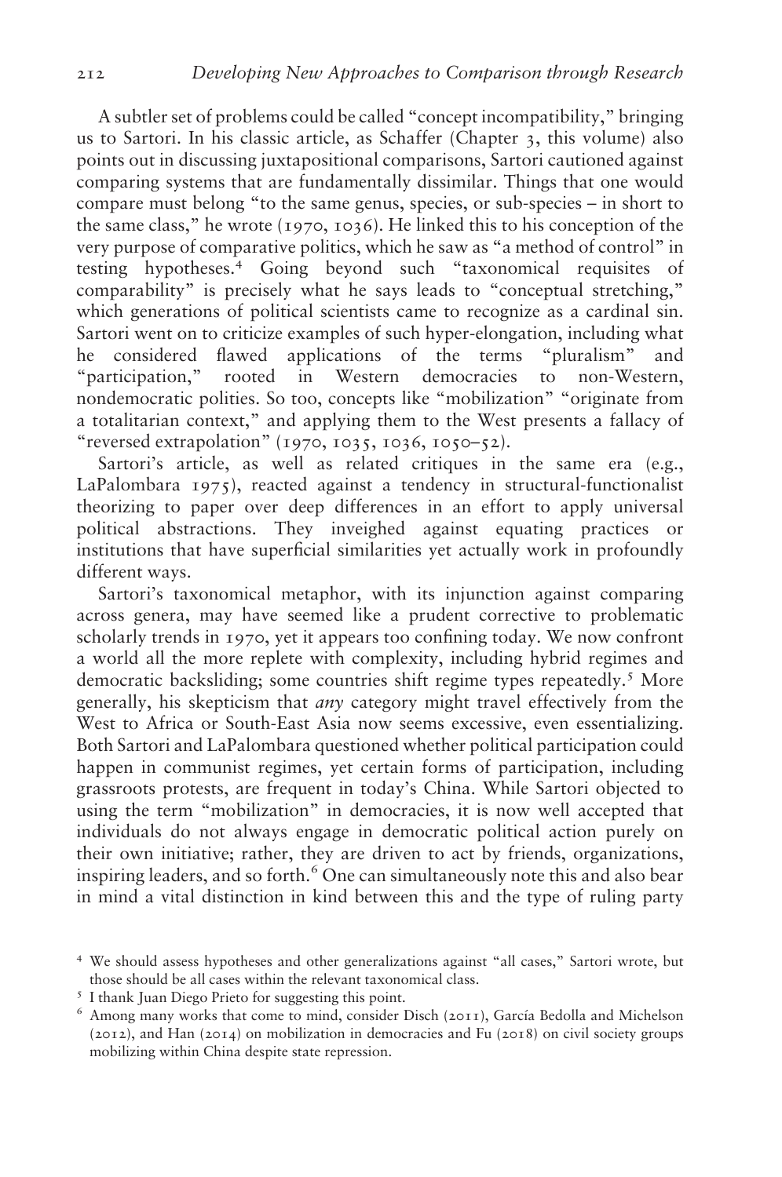A subtler set of problems could be called "concept incompatibility," bringing us to Sartori. In his classic article, as Schaffer (Chapter 3, this volume) also points out in discussing juxtapositional comparisons, Sartori cautioned against comparing systems that are fundamentally dissimilar. Things that one would compare must belong "to the same genus, species, or sub-species – in short to the same class," he wrote (1970, 1036). He linked this to his conception of the very purpose of comparative politics, which he saw as "a method of control" in testing hypotheses.[4] Going beyond such "taxonomical requisites of comparability" is precisely what he says leads to "conceptual stretching," which generations of political scientists came to recognize as a cardinal sin. Sartori went on to criticize examples of such hyper-elongation, including what he considered flawed applications of the terms "pluralism" and "participation," rooted in Western democracies to non-Western, nondemocratic polities. So too, concepts like "mobilization" "originate from a totalitarian context," and applying them to the West presents a fallacy of "reversed extrapolation" (1970, 1035, 1036, 1050–52).

Sartori's article, as well as related critiques in the same era (e.g., LaPalombara 1975), reacted against a tendency in structural-functionalist theorizing to paper over deep differences in an effort to apply universal political abstractions. They inveighed against equating practices or institutions that have superficial similarities yet actually work in profoundly different ways.

Sartori's taxonomical metaphor, with its injunction against comparing across genera, may have seemed like a prudent corrective to problematic scholarly trends in 1970, yet it appears too confining today. We now confront a world all the more replete with complexity, including hybrid regimes and democratic backsliding; some countries shift regime types repeatedly.[5] More generally, his skepticism that *any* category might travel effectively from the West to Africa or South-East Asia now seems excessive, even essentializing. Both Sartori and LaPalombara questioned whether political participation could happen in communist regimes, yet certain forms of participation, including grassroots protests, are frequent in today's China. While Sartori objected to using the term "mobilization" in democracies, it is now well accepted that individuals do not always engage in democratic political action purely on their own initiative; rather, they are driven to act by friends, organizations, inspiring leaders, and so forth.[6] One can simultaneously note this and also bear in mind a vital distinction in kind between this and the type of ruling party

[4] We should assess hypotheses and other generalizations against "all cases," Sartori wrote, but those should be all cases within the relevant taxonomical class.

[5] I thank Juan Diego Prieto for suggesting this point.

[6] Among many works that come to mind, consider Disch (2011), García Bedolla and Michelson (2012), and Han (2014) on mobilization in democracies and Fu (2018) on civil society groups mobilizing within China despite state repression.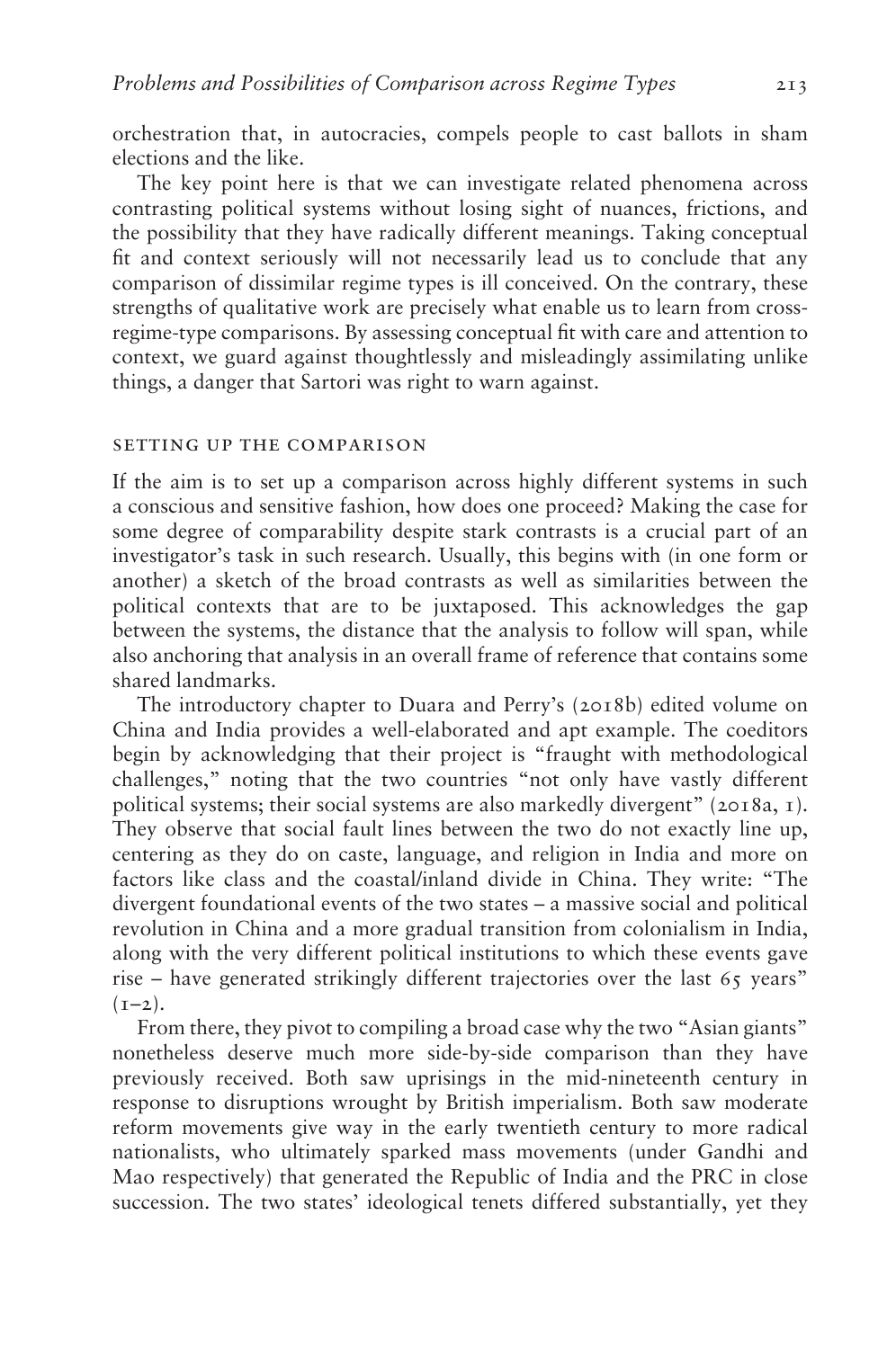orchestration that, in autocracies, compels people to cast ballots in sham elections and the like.

The key point here is that we can investigate related phenomena across contrasting political systems without losing sight of nuances, frictions, and the possibility that they have radically different meanings. Taking conceptual fit and context seriously will not necessarily lead us to conclude that any comparison of dissimilar regime types is ill conceived. On the contrary, these strengths of qualitative work are precisely what enable us to learn from cross-regime-type comparisons. By assessing conceptual fit with care and attention to context, we guard against thoughtlessly and misleadingly assimilating unlike things, a danger that Sartori was right to warn against.

## SETTING UP THE COMPARISON

If the aim is to set up a comparison across highly different systems in such a conscious and sensitive fashion, how does one proceed? Making the case for some degree of comparability despite stark contrasts is a crucial part of an investigator's task in such research. Usually, this begins with (in one form or another) a sketch of the broad contrasts as well as similarities between the political contexts that are to be juxtaposed. This acknowledges the gap between the systems, the distance that the analysis to follow will span, while also anchoring that analysis in an overall frame of reference that contains some shared landmarks.

The introductory chapter to Duara and Perry's (2018b) edited volume on China and India provides a well-elaborated and apt example. The coeditors begin by acknowledging that their project is "fraught with methodological challenges," noting that the two countries "not only have vastly different political systems; their social systems are also markedly divergent" (2018a, 1). They observe that social fault lines between the two do not exactly line up, centering as they do on caste, language, and religion in India and more on factors like class and the coastal/inland divide in China. They write: "The divergent foundational events of the two states – a massive social and political revolution in China and a more gradual transition from colonialism in India, along with the very different political institutions to which these events gave rise – have generated strikingly different trajectories over the last 65 years" (1–2).

From there, they pivot to compiling a broad case why the two "Asian giants" nonetheless deserve much more side-by-side comparison than they have previously received. Both saw uprisings in the mid-nineteenth century in response to disruptions wrought by British imperialism. Both saw moderate reform movements give way in the early twentieth century to more radical nationalists, who ultimately sparked mass movements (under Gandhi and Mao respectively) that generated the Republic of India and the PRC in close succession. The two states' ideological tenets differed substantially, yet they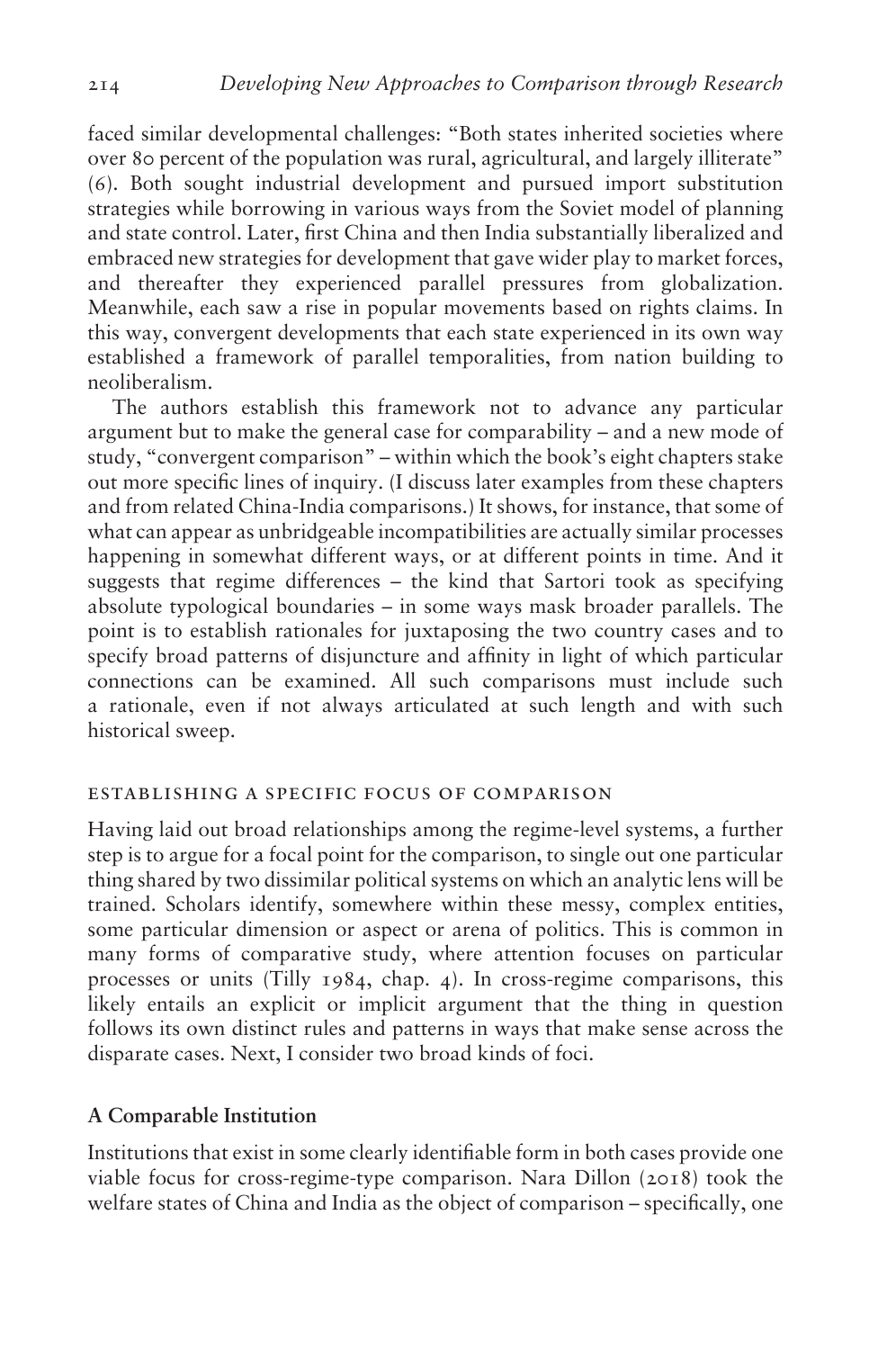faced similar developmental challenges: "Both states inherited societies where over 80 percent of the population was rural, agricultural, and largely illiterate" (6). Both sought industrial development and pursued import substitution strategies while borrowing in various ways from the Soviet model of planning and state control. Later, first China and then India substantially liberalized and embraced new strategies for development that gave wider play to market forces, and thereafter they experienced parallel pressures from globalization. Meanwhile, each saw a rise in popular movements based on rights claims. In this way, convergent developments that each state experienced in its own way established a framework of parallel temporalities, from nation building to neoliberalism.

The authors establish this framework not to advance any particular argument but to make the general case for comparability – and a new mode of study, "convergent comparison" – within which the book's eight chapters stake out more specific lines of inquiry. (I discuss later examples from these chapters and from related China-India comparisons.) It shows, for instance, that some of what can appear as unbridgeable incompatibilities are actually similar processes happening in somewhat different ways, or at different points in time. And it suggests that regime differences – the kind that Sartori took as specifying absolute typological boundaries – in some ways mask broader parallels. The point is to establish rationales for juxtaposing the two country cases and to specify broad patterns of disjuncture and affinity in light of which particular connections can be examined. All such comparisons must include such a rationale, even if not always articulated at such length and with such historical sweep.

## ESTABLISHING A SPECIFIC FOCUS OF COMPARISON

Having laid out broad relationships among the regime-level systems, a further step is to argue for a focal point for the comparison, to single out one particular thing shared by two dissimilar political systems on which an analytic lens will be trained. Scholars identify, somewhere within these messy, complex entities, some particular dimension or aspect or arena of politics. This is common in many forms of comparative study, where attention focuses on particular processes or units (Tilly 1984, chap. 4). In cross-regime comparisons, this likely entails an explicit or implicit argument that the thing in question follows its own distinct rules and patterns in ways that make sense across the disparate cases. Next, I consider two broad kinds of foci.

### A Comparable Institution

Institutions that exist in some clearly identifiable form in both cases provide one viable focus for cross-regime-type comparison. Nara Dillon (2018) took the welfare states of China and India as the object of comparison – specifically, one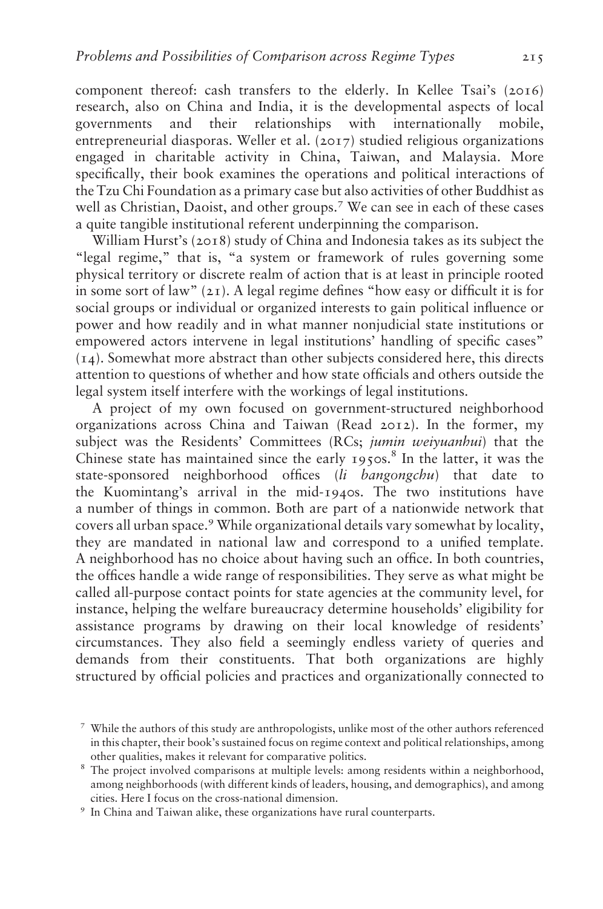component thereof: cash transfers to the elderly. In Kellee Tsai's (2016) research, also on China and India, it is the developmental aspects of local governments and their relationships with internationally mobile, entrepreneurial diasporas. Weller et al. (2017) studied religious organizations engaged in charitable activity in China, Taiwan, and Malaysia. More specifically, their book examines the operations and political interactions of the Tzu Chi Foundation as a primary case but also activities of other Buddhist as well as Christian, Daoist, and other groups.[7] We can see in each of these cases a quite tangible institutional referent underpinning the comparison.

William Hurst's (2018) study of China and Indonesia takes as its subject the "legal regime," that is, "a system or framework of rules governing some physical territory or discrete realm of action that is at least in principle rooted in some sort of law" (21). A legal regime defines "how easy or difficult it is for social groups or individual or organized interests to gain political influence or power and how readily and in what manner nonjudicial state institutions or empowered actors intervene in legal institutions' handling of specific cases" (14). Somewhat more abstract than other subjects considered here, this directs attention to questions of whether and how state officials and others outside the legal system itself interfere with the workings of legal institutions.

A project of my own focused on government-structured neighborhood organizations across China and Taiwan (Read 2012). In the former, my subject was the Residents' Committees (RCs; *jumin weiyuanhui*) that the Chinese state has maintained since the early 1950s.[8] In the latter, it was the state-sponsored neighborhood offices (*li bangongchu*) that date to the Kuomintang's arrival in the mid-1940s. The two institutions have a number of things in common. Both are part of a nationwide network that covers all urban space.[9] While organizational details vary somewhat by locality, they are mandated in national law and correspond to a unified template. A neighborhood has no choice about having such an office. In both countries, the offices handle a wide range of responsibilities. They serve as what might be called all-purpose contact points for state agencies at the community level, for instance, helping the welfare bureaucracy determine households' eligibility for assistance programs by drawing on their local knowledge of residents' circumstances. They also field a seemingly endless variety of queries and demands from their constituents. That both organizations are highly structured by official policies and practices and organizationally connected to

[7] While the authors of this study are anthropologists, unlike most of the other authors referenced in this chapter, their book's sustained focus on regime context and political relationships, among other qualities, makes it relevant for comparative politics.

[8] The project involved comparisons at multiple levels: among residents within a neighborhood, among neighborhoods (with different kinds of leaders, housing, and demographics), and among cities. Here I focus on the cross-national dimension.

[9] In China and Taiwan alike, these organizations have rural counterparts.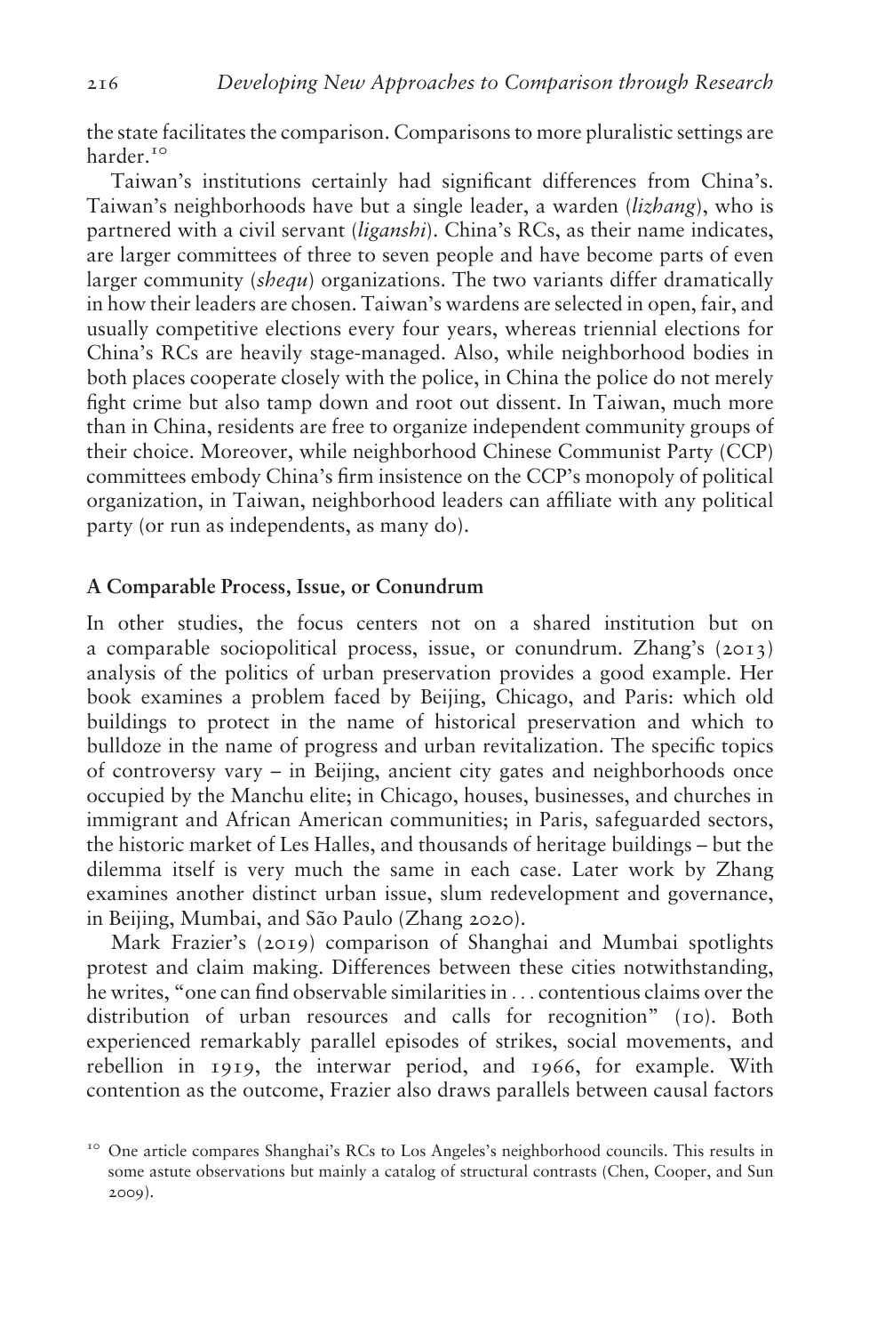the state facilitates the comparison. Comparisons to more pluralistic settings are harder.[10]

Taiwan's institutions certainly had significant differences from China's. Taiwan's neighborhoods have but a single leader, a warden (*lizhang*), who is partnered with a civil servant (*liganshi*). China's RCs, as their name indicates, are larger committees of three to seven people and have become parts of even larger community (*shequ*) organizations. The two variants differ dramatically in how their leaders are chosen. Taiwan's wardens are selected in open, fair, and usually competitive elections every four years, whereas triennial elections for China's RCs are heavily stage-managed. Also, while neighborhood bodies in both places cooperate closely with the police, in China the police do not merely fight crime but also tamp down and root out dissent. In Taiwan, much more than in China, residents are free to organize independent community groups of their choice. Moreover, while neighborhood Chinese Communist Party (CCP) committees embody China's firm insistence on the CCP's monopoly of political organization, in Taiwan, neighborhood leaders can affiliate with any political party (or run as independents, as many do).

### A Comparable Process, Issue, or Conundrum

In other studies, the focus centers not on a shared institution but on a comparable sociopolitical process, issue, or conundrum. Zhang's (2013) analysis of the politics of urban preservation provides a good example. Her book examines a problem faced by Beijing, Chicago, and Paris: which old buildings to protect in the name of historical preservation and which to bulldoze in the name of progress and urban revitalization. The specific topics of controversy vary – in Beijing, ancient city gates and neighborhoods once occupied by the Manchu elite; in Chicago, houses, businesses, and churches in immigrant and African American communities; in Paris, safeguarded sectors, the historic market of Les Halles, and thousands of heritage buildings – but the dilemma itself is very much the same in each case. Later work by Zhang examines another distinct urban issue, slum redevelopment and governance, in Beijing, Mumbai, and São Paulo (Zhang 2020).

Mark Frazier's (2019) comparison of Shanghai and Mumbai spotlights protest and claim making. Differences between these cities notwithstanding, he writes, "one can find observable similarities in . . . contentious claims over the distribution of urban resources and calls for recognition" (10). Both experienced remarkably parallel episodes of strikes, social movements, and rebellion in 1919, the interwar period, and 1966, for example. With contention as the outcome, Frazier also draws parallels between causal factors

[10] One article compares Shanghai's RCs to Los Angeles's neighborhood councils. This results in some astute observations but mainly a catalog of structural contrasts (Chen, Cooper, and Sun 2009).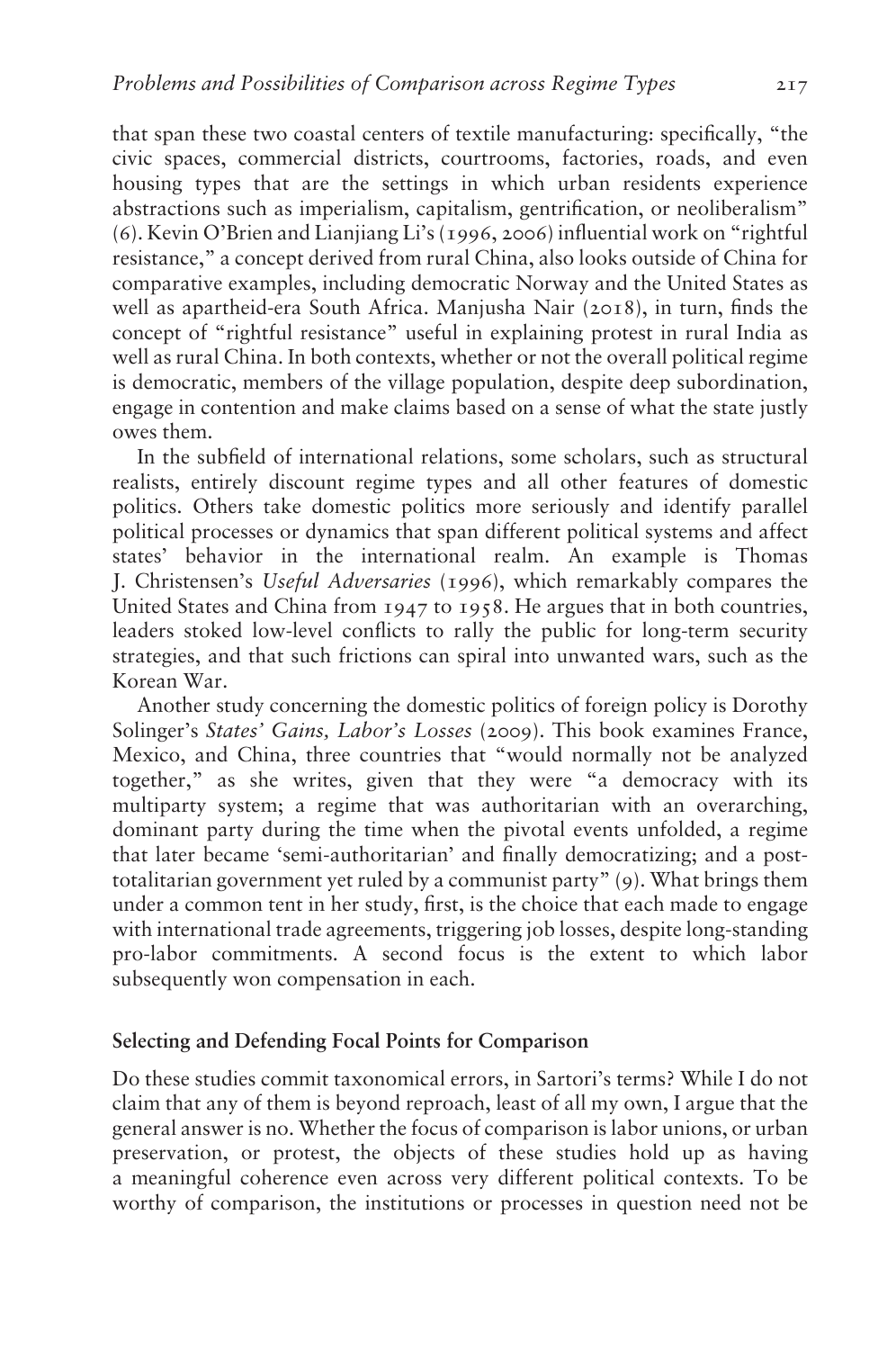that span these two coastal centers of textile manufacturing: specifically, "the civic spaces, commercial districts, courtrooms, factories, roads, and even housing types that are the settings in which urban residents experience abstractions such as imperialism, capitalism, gentrification, or neoliberalism" (6). Kevin O'Brien and Lianjiang Li's (1996, 2006) influential work on "rightful resistance," a concept derived from rural China, also looks outside of China for comparative examples, including democratic Norway and the United States as well as apartheid-era South Africa. Manjusha Nair (2018), in turn, finds the concept of "rightful resistance" useful in explaining protest in rural India as well as rural China. In both contexts, whether or not the overall political regime is democratic, members of the village population, despite deep subordination, engage in contention and make claims based on a sense of what the state justly owes them.

In the subfield of international relations, some scholars, such as structural realists, entirely discount regime types and all other features of domestic politics. Others take domestic politics more seriously and identify parallel political processes or dynamics that span different political systems and affect states' behavior in the international realm. An example is Thomas J. Christensen's *Useful Adversaries* (1996), which remarkably compares the United States and China from 1947 to 1958. He argues that in both countries, leaders stoked low-level conflicts to rally the public for long-term security strategies, and that such frictions can spiral into unwanted wars, such as the Korean War.

Another study concerning the domestic politics of foreign policy is Dorothy Solinger's *States' Gains, Labor's Losses* (2009). This book examines France, Mexico, and China, three countries that "would normally not be analyzed together," as she writes, given that they were "a democracy with its multiparty system; a regime that was authoritarian with an overarching, dominant party during the time when the pivotal events unfolded, a regime that later became 'semi-authoritarian' and finally democratizing; and a post-totalitarian government yet ruled by a communist party" (9). What brings them under a common tent in her study, first, is the choice that each made to engage with international trade agreements, triggering job losses, despite long-standing pro-labor commitments. A second focus is the extent to which labor subsequently won compensation in each.

### Selecting and Defending Focal Points for Comparison

Do these studies commit taxonomical errors, in Sartori's terms? While I do not claim that any of them is beyond reproach, least of all my own, I argue that the general answer is no. Whether the focus of comparison is labor unions, or urban preservation, or protest, the objects of these studies hold up as having a meaningful coherence even across very different political contexts. To be worthy of comparison, the institutions or processes in question need not be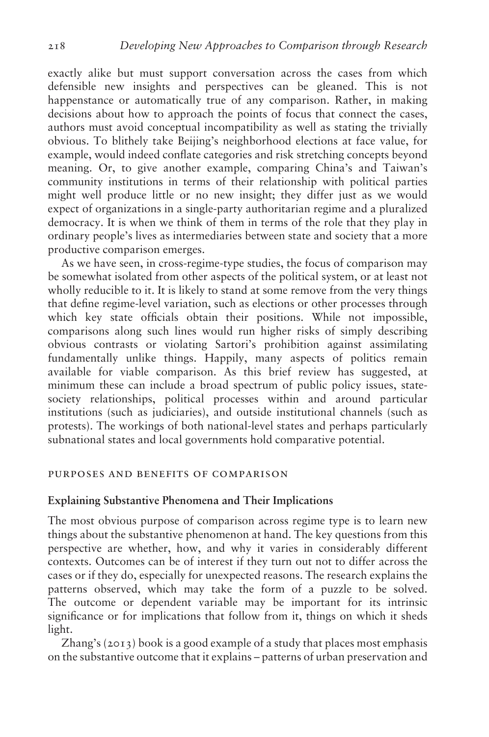exactly alike but must support conversation across the cases from which defensible new insights and perspectives can be gleaned. This is not happenstance or automatically true of any comparison. Rather, in making decisions about how to approach the points of focus that connect the cases, authors must avoid conceptual incompatibility as well as stating the trivially obvious. To blithely take Beijing's neighborhood elections at face value, for example, would indeed conflate categories and risk stretching concepts beyond meaning. Or, to give another example, comparing China's and Taiwan's community institutions in terms of their relationship with political parties might well produce little or no new insight; they differ just as we would expect of organizations in a single-party authoritarian regime and a pluralized democracy. It is when we think of them in terms of the role that they play in ordinary people's lives as intermediaries between state and society that a more productive comparison emerges.

As we have seen, in cross-regime-type studies, the focus of comparison may be somewhat isolated from other aspects of the political system, or at least not wholly reducible to it. It is likely to stand at some remove from the very things that define regime-level variation, such as elections or other processes through which key state officials obtain their positions. While not impossible, comparisons along such lines would run higher risks of simply describing obvious contrasts or violating Sartori's prohibition against assimilating fundamentally unlike things. Happily, many aspects of politics remain available for viable comparison. As this brief review has suggested, at minimum these can include a broad spectrum of public policy issues, state-society relationships, political processes within and around particular institutions (such as judiciaries), and outside institutional channels (such as protests). The workings of both national-level states and perhaps particularly subnational states and local governments hold comparative potential.

## PURPOSES AND BENEFITS OF COMPARISON

### Explaining Substantive Phenomena and Their Implications

The most obvious purpose of comparison across regime type is to learn new things about the substantive phenomenon at hand. The key questions from this perspective are whether, how, and why it varies in considerably different contexts. Outcomes can be of interest if they turn out not to differ across the cases or if they do, especially for unexpected reasons. The research explains the patterns observed, which may take the form of a puzzle to be solved. The outcome or dependent variable may be important for its intrinsic significance or for implications that follow from it, things on which it sheds light.

Zhang's (2013) book is a good example of a study that places most emphasis on the substantive outcome that it explains – patterns of urban preservation and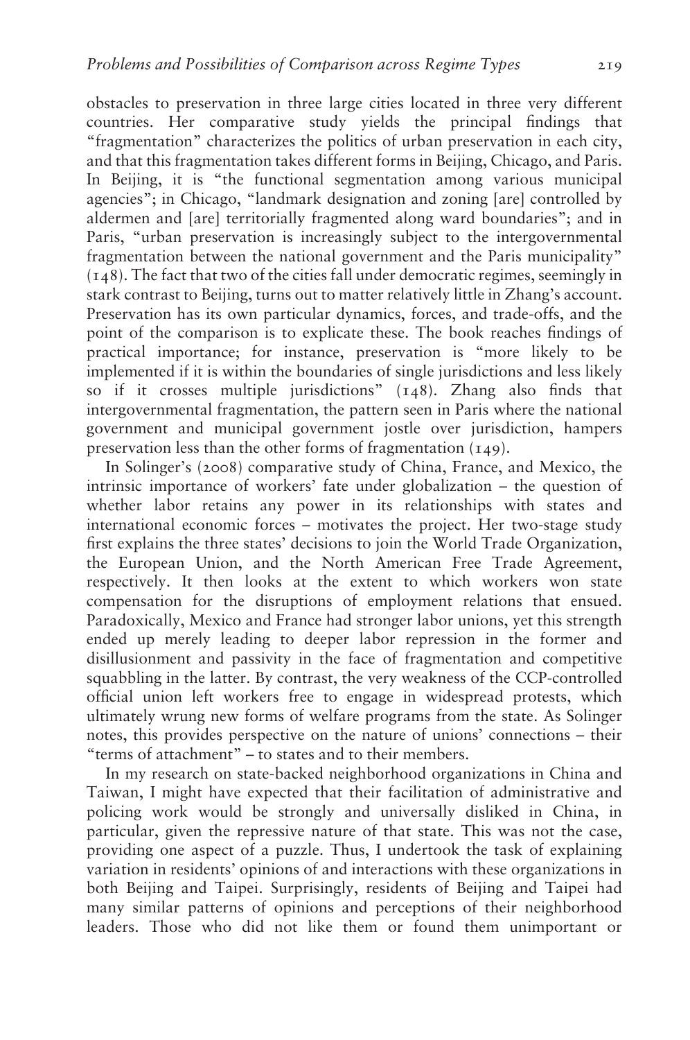obstacles to preservation in three large cities located in three very different countries. Her comparative study yields the principal findings that "fragmentation" characterizes the politics of urban preservation in each city, and that this fragmentation takes different forms in Beijing, Chicago, and Paris. In Beijing, it is "the functional segmentation among various municipal agencies"; in Chicago, "landmark designation and zoning [are] controlled by aldermen and [are] territorially fragmented along ward boundaries"; and in Paris, "urban preservation is increasingly subject to the intergovernmental fragmentation between the national government and the Paris municipality" (148). The fact that two of the cities fall under democratic regimes, seemingly in stark contrast to Beijing, turns out to matter relatively little in Zhang's account. Preservation has its own particular dynamics, forces, and trade-offs, and the point of the comparison is to explicate these. The book reaches findings of practical importance; for instance, preservation is "more likely to be implemented if it is within the boundaries of single jurisdictions and less likely so if it crosses multiple jurisdictions" (148). Zhang also finds that intergovernmental fragmentation, the pattern seen in Paris where the national government and municipal government jostle over jurisdiction, hampers preservation less than the other forms of fragmentation (149).

In Solinger's (2008) comparative study of China, France, and Mexico, the intrinsic importance of workers' fate under globalization – the question of whether labor retains any power in its relationships with states and international economic forces – motivates the project. Her two-stage study first explains the three states' decisions to join the World Trade Organization, the European Union, and the North American Free Trade Agreement, respectively. It then looks at the extent to which workers won state compensation for the disruptions of employment relations that ensued. Paradoxically, Mexico and France had stronger labor unions, yet this strength ended up merely leading to deeper labor repression in the former and disillusionment and passivity in the face of fragmentation and competitive squabbling in the latter. By contrast, the very weakness of the CCP-controlled official union left workers free to engage in widespread protests, which ultimately wrung new forms of welfare programs from the state. As Solinger notes, this provides perspective on the nature of unions' connections – their "terms of attachment" – to states and to their members.

In my research on state-backed neighborhood organizations in China and Taiwan, I might have expected that their facilitation of administrative and policing work would be strongly and universally disliked in China, in particular, given the repressive nature of that state. This was not the case, providing one aspect of a puzzle. Thus, I undertook the task of explaining variation in residents' opinions of and interactions with these organizations in both Beijing and Taipei. Surprisingly, residents of Beijing and Taipei had many similar patterns of opinions and perceptions of their neighborhood leaders. Those who did not like them or found them unimportant or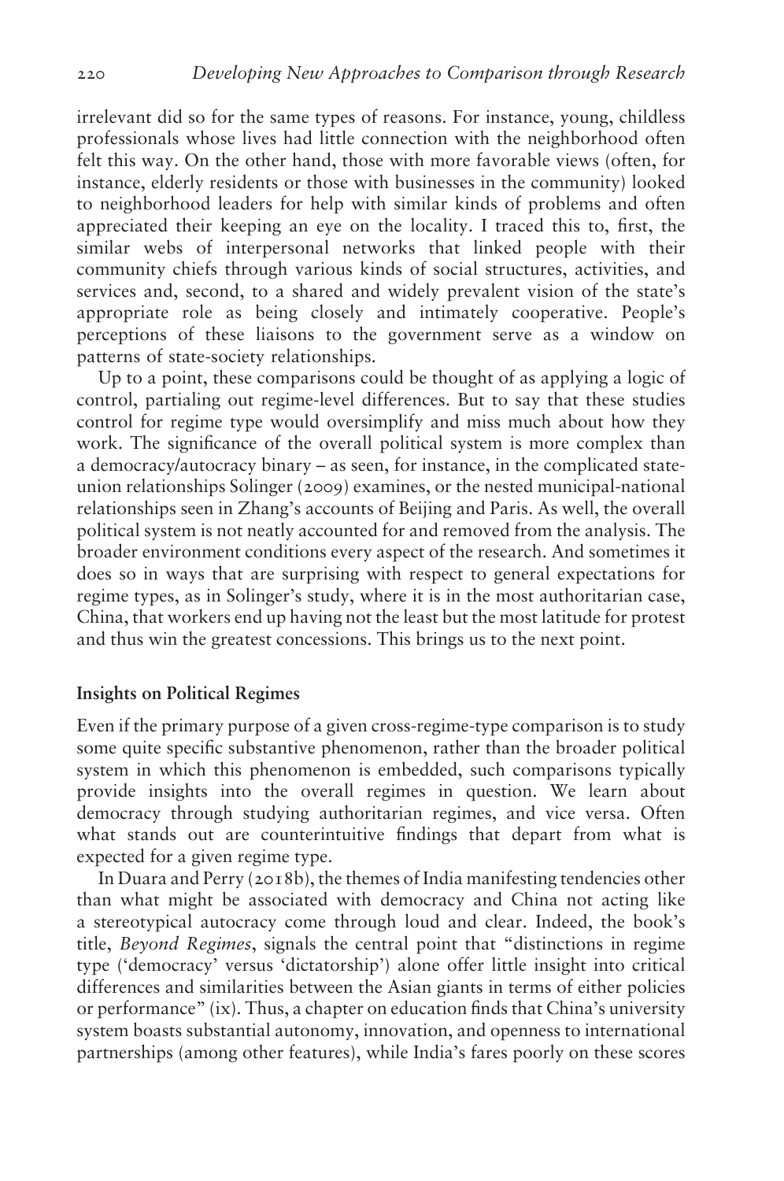irrelevant did so for the same types of reasons. For instance, young, childless professionals whose lives had little connection with the neighborhood often felt this way. On the other hand, those with more favorable views (often, for instance, elderly residents or those with businesses in the community) looked to neighborhood leaders for help with similar kinds of problems and often appreciated their keeping an eye on the locality. I traced this to, first, the similar webs of interpersonal networks that linked people with their community chiefs through various kinds of social structures, activities, and services and, second, to a shared and widely prevalent vision of the state's appropriate role as being closely and intimately cooperative. People's perceptions of these liaisons to the government serve as a window on patterns of state-society relationships.

Up to a point, these comparisons could be thought of as applying a logic of control, partialing out regime-level differences. But to say that these studies control for regime type would oversimplify and miss much about how they work. The significance of the overall political system is more complex than a democracy/autocracy binary – as seen, for instance, in the complicated state-union relationships Solinger (2009) examines, or the nested municipal-national relationships seen in Zhang's accounts of Beijing and Paris. As well, the overall political system is not neatly accounted for and removed from the analysis. The broader environment conditions every aspect of the research. And sometimes it does so in ways that are surprising with respect to general expectations for regime types, as in Solinger's study, where it is in the most authoritarian case, China, that workers end up having not the least but the most latitude for protest and thus win the greatest concessions. This brings us to the next point.

### Insights on Political Regimes

Even if the primary purpose of a given cross-regime-type comparison is to study some quite specific substantive phenomenon, rather than the broader political system in which this phenomenon is embedded, such comparisons typically provide insights into the overall regimes in question. We learn about democracy through studying authoritarian regimes, and vice versa. Often what stands out are counterintuitive findings that depart from what is expected for a given regime type.

In Duara and Perry (2018b), the themes of India manifesting tendencies other than what might be associated with democracy and China not acting like a stereotypical autocracy come through loud and clear. Indeed, the book's title, *Beyond Regimes*, signals the central point that "distinctions in regime type ('democracy' versus 'dictatorship') alone offer little insight into critical differences and similarities between the Asian giants in terms of either policies or performance" (ix). Thus, a chapter on education finds that China's university system boasts substantial autonomy, innovation, and openness to international partnerships (among other features), while India's fares poorly on these scores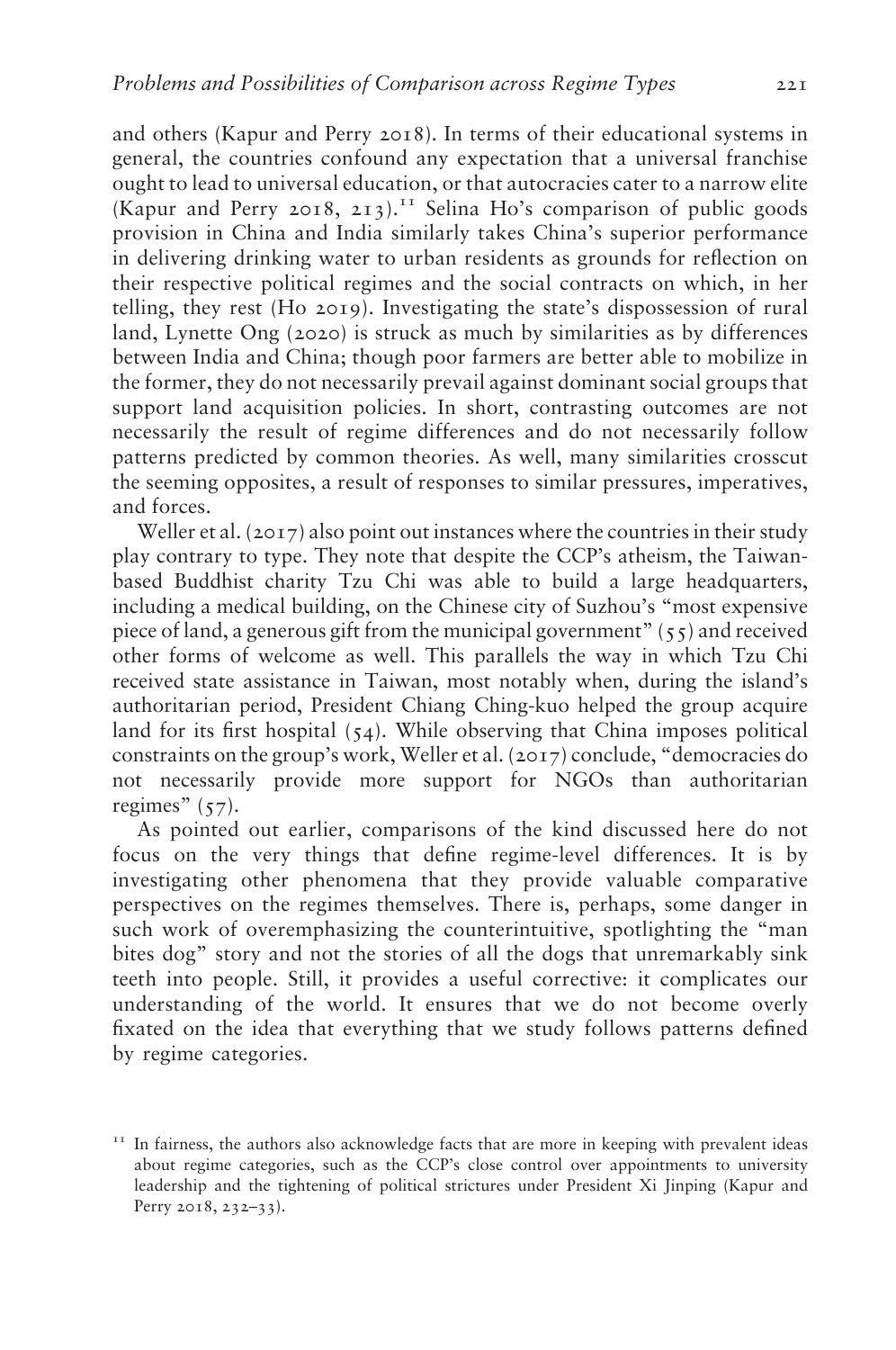and others (Kapur and Perry 2018). In terms of their educational systems in general, the countries confound any expectation that a universal franchise ought to lead to universal education, or that autocracies cater to a narrow elite (Kapur and Perry 2018, 213).[11] Selina Ho's comparison of public goods provision in China and India similarly takes China's superior performance in delivering drinking water to urban residents as grounds for reflection on their respective political regimes and the social contracts on which, in her telling, they rest (Ho 2019). Investigating the state's dispossession of rural land, Lynette Ong (2020) is struck as much by similarities as by differences between India and China; though poor farmers are better able to mobilize in the former, they do not necessarily prevail against dominant social groups that support land acquisition policies. In short, contrasting outcomes are not necessarily the result of regime differences and do not necessarily follow patterns predicted by common theories. As well, many similarities crosscut the seeming opposites, a result of responses to similar pressures, imperatives, and forces.

Weller et al. (2017) also point out instances where the countries in their study play contrary to type. They note that despite the CCP's atheism, the Taiwan-based Buddhist charity Tzu Chi was able to build a large headquarters, including a medical building, on the Chinese city of Suzhou's "most expensive piece of land, a generous gift from the municipal government" (55) and received other forms of welcome as well. This parallels the way in which Tzu Chi received state assistance in Taiwan, most notably when, during the island's authoritarian period, President Chiang Ching-kuo helped the group acquire land for its first hospital (54). While observing that China imposes political constraints on the group's work, Weller et al. (2017) conclude, "democracies do not necessarily provide more support for NGOs than authoritarian regimes" (57).

As pointed out earlier, comparisons of the kind discussed here do not focus on the very things that define regime-level differences. It is by investigating other phenomena that they provide valuable comparative perspectives on the regimes themselves. There is, perhaps, some danger in such work of overemphasizing the counterintuitive, spotlighting the "man bites dog" story and not the stories of all the dogs that unremarkably sink teeth into people. Still, it provides a useful corrective: it complicates our understanding of the world. It ensures that we do not become overly fixated on the idea that everything that we study follows patterns defined by regime categories.

[11] In fairness, the authors also acknowledge facts that are more in keeping with prevalent ideas about regime categories, such as the CCP's close control over appointments to university leadership and the tightening of political strictures under President Xi Jinping (Kapur and Perry 2018, 232–33).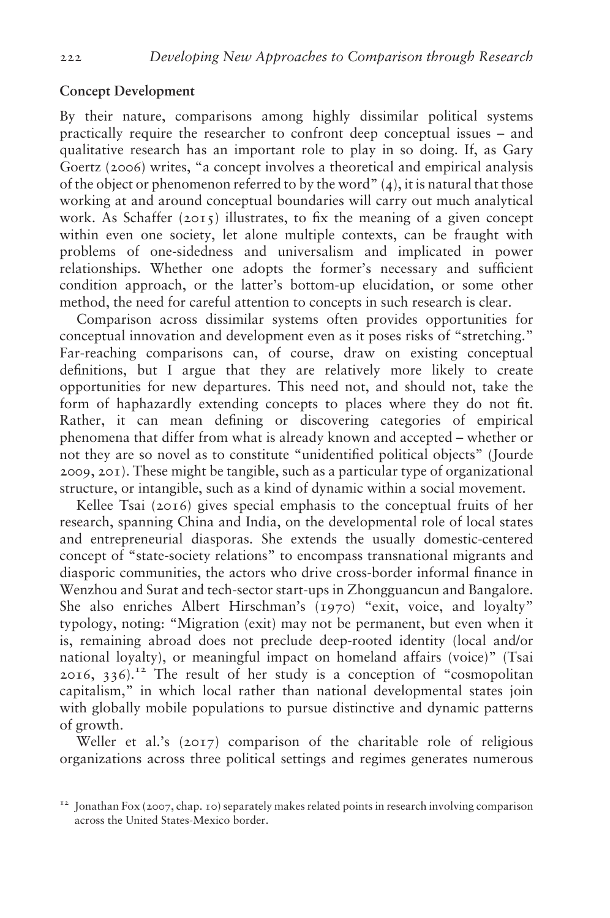## Concept Development

By their nature, comparisons among highly dissimilar political systems practically require the researcher to confront deep conceptual issues – and qualitative research has an important role to play in so doing. If, as Gary Goertz (2006) writes, "a concept involves a theoretical and empirical analysis of the object or phenomenon referred to by the word" (4), it is natural that those working at and around conceptual boundaries will carry out much analytical work. As Schaffer (2015) illustrates, to fix the meaning of a given concept within even one society, let alone multiple contexts, can be fraught with problems of one-sidedness and universalism and implicated in power relationships. Whether one adopts the former's necessary and sufficient condition approach, or the latter's bottom-up elucidation, or some other method, the need for careful attention to concepts in such research is clear.

Comparison across dissimilar systems often provides opportunities for conceptual innovation and development even as it poses risks of "stretching." Far-reaching comparisons can, of course, draw on existing conceptual definitions, but I argue that they are relatively more likely to create opportunities for new departures. This need not, and should not, take the form of haphazardly extending concepts to places where they do not fit. Rather, it can mean defining or discovering categories of empirical phenomena that differ from what is already known and accepted – whether or not they are so novel as to constitute "unidentified political objects" (Jourde 2009, 201). These might be tangible, such as a particular type of organizational structure, or intangible, such as a kind of dynamic within a social movement.

Kellee Tsai (2016) gives special emphasis to the conceptual fruits of her research, spanning China and India, on the developmental role of local states and entrepreneurial diasporas. She extends the usually domestic-centered concept of "state-society relations" to encompass transnational migrants and diasporic communities, the actors who drive cross-border informal finance in Wenzhou and Surat and tech-sector start-ups in Zhongguancun and Bangalore. She also enriches Albert Hirschman's (1970) "exit, voice, and loyalty" typology, noting: "Migration (exit) may not be permanent, but even when it is, remaining abroad does not preclude deep-rooted identity (local and/or national loyalty), or meaningful impact on homeland affairs (voice)" (Tsai 2016, 336).[12] The result of her study is a conception of "cosmopolitan capitalism," in which local rather than national developmental states join with globally mobile populations to pursue distinctive and dynamic patterns of growth.

Weller et al.'s (2017) comparison of the charitable role of religious organizations across three political settings and regimes generates numerous

[12] Jonathan Fox (2007, chap. 10) separately makes related points in research involving comparison across the United States-Mexico border.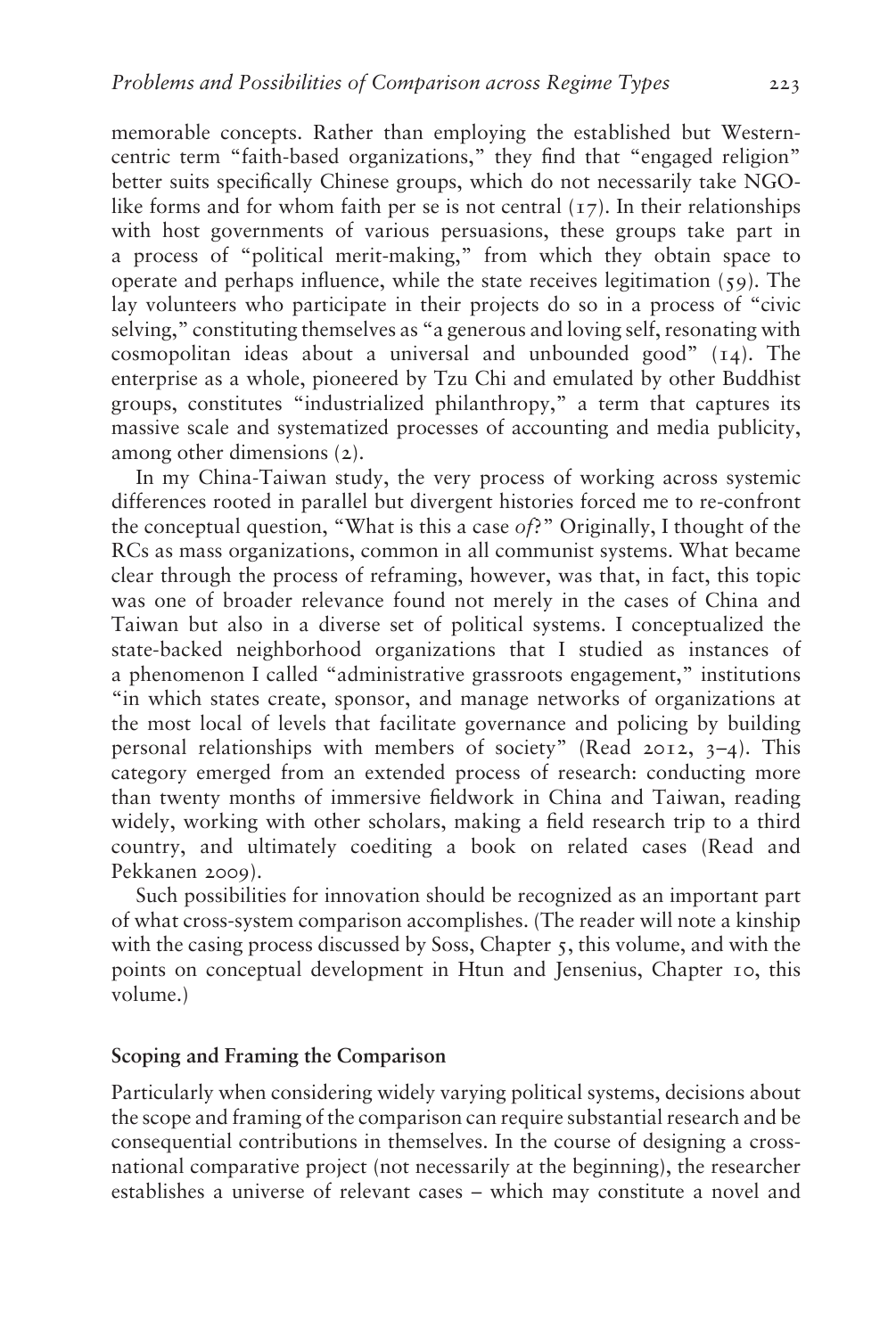memorable concepts. Rather than employing the established but Western-centric term "faith-based organizations," they find that "engaged religion" better suits specifically Chinese groups, which do not necessarily take NGO-like forms and for whom faith per se is not central (17). In their relationships with host governments of various persuasions, these groups take part in a process of "political merit-making," from which they obtain space to operate and perhaps influence, while the state receives legitimation (59). The lay volunteers who participate in their projects do so in a process of "civic selving," constituting themselves as "a generous and loving self, resonating with cosmopolitan ideas about a universal and unbounded good" (14). The enterprise as a whole, pioneered by Tzu Chi and emulated by other Buddhist groups, constitutes "industrialized philanthropy," a term that captures its massive scale and systematized processes of accounting and media publicity, among other dimensions (2).

In my China-Taiwan study, the very process of working across systemic differences rooted in parallel but divergent histories forced me to re-confront the conceptual question, "What is this a case *of*?" Originally, I thought of the RCs as mass organizations, common in all communist systems. What became clear through the process of reframing, however, was that, in fact, this topic was one of broader relevance found not merely in the cases of China and Taiwan but also in a diverse set of political systems. I conceptualized the state-backed neighborhood organizations that I studied as instances of a phenomenon I called "administrative grassroots engagement," institutions "in which states create, sponsor, and manage networks of organizations at the most local of levels that facilitate governance and policing by building personal relationships with members of society" (Read 2012, 3–4). This category emerged from an extended process of research: conducting more than twenty months of immersive fieldwork in China and Taiwan, reading widely, working with other scholars, making a field research trip to a third country, and ultimately coediting a book on related cases (Read and Pekkanen 2009).

Such possibilities for innovation should be recognized as an important part of what cross-system comparison accomplishes. (The reader will note a kinship with the casing process discussed by Soss, Chapter 5, this volume, and with the points on conceptual development in Htun and Jensenius, Chapter 10, this volume.)

### Scoping and Framing the Comparison

Particularly when considering widely varying political systems, decisions about the scope and framing of the comparison can require substantial research and be consequential contributions in themselves. In the course of designing a cross-national comparative project (not necessarily at the beginning), the researcher establishes a universe of relevant cases – which may constitute a novel and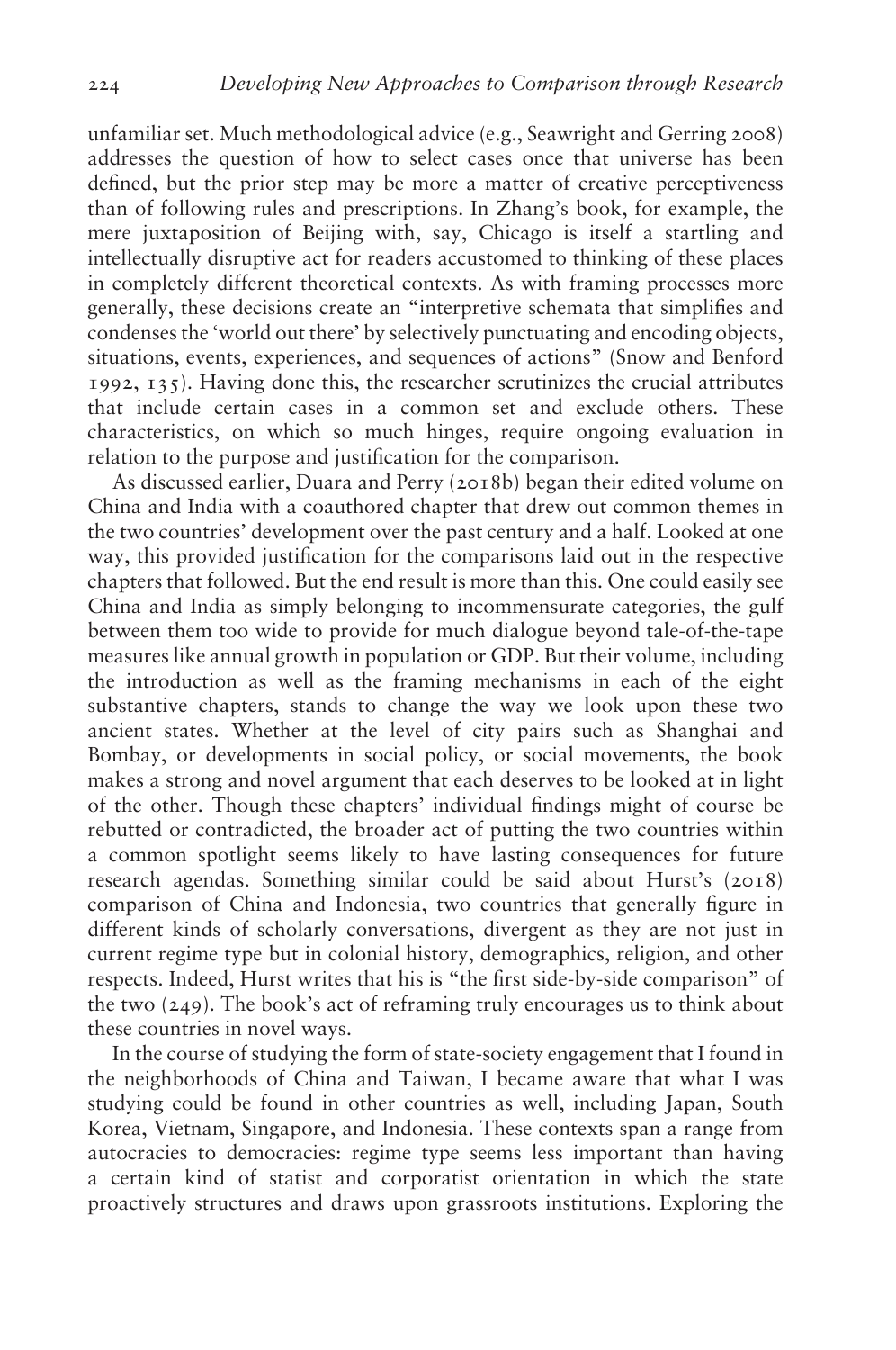unfamiliar set. Much methodological advice (e.g., Seawright and Gerring 2008) addresses the question of how to select cases once that universe has been defined, but the prior step may be more a matter of creative perceptiveness than of following rules and prescriptions. In Zhang's book, for example, the mere juxtaposition of Beijing with, say, Chicago is itself a startling and intellectually disruptive act for readers accustomed to thinking of these places in completely different theoretical contexts. As with framing processes more generally, these decisions create an "interpretive schemata that simplifies and condenses the 'world out there' by selectively punctuating and encoding objects, situations, events, experiences, and sequences of actions" (Snow and Benford 1992, 135). Having done this, the researcher scrutinizes the crucial attributes that include certain cases in a common set and exclude others. These characteristics, on which so much hinges, require ongoing evaluation in relation to the purpose and justification for the comparison.

As discussed earlier, Duara and Perry (2018b) began their edited volume on China and India with a coauthored chapter that drew out common themes in the two countries' development over the past century and a half. Looked at one way, this provided justification for the comparisons laid out in the respective chapters that followed. But the end result is more than this. One could easily see China and India as simply belonging to incommensurate categories, the gulf between them too wide to provide for much dialogue beyond tale-of-the-tape measures like annual growth in population or GDP. But their volume, including the introduction as well as the framing mechanisms in each of the eight substantive chapters, stands to change the way we look upon these two ancient states. Whether at the level of city pairs such as Shanghai and Bombay, or developments in social policy, or social movements, the book makes a strong and novel argument that each deserves to be looked at in light of the other. Though these chapters' individual findings might of course be rebutted or contradicted, the broader act of putting the two countries within a common spotlight seems likely to have lasting consequences for future research agendas. Something similar could be said about Hurst's (2018) comparison of China and Indonesia, two countries that generally figure in different kinds of scholarly conversations, divergent as they are not just in current regime type but in colonial history, demographics, religion, and other respects. Indeed, Hurst writes that his is "the first side-by-side comparison" of the two (249). The book's act of reframing truly encourages us to think about these countries in novel ways.

In the course of studying the form of state-society engagement that I found in the neighborhoods of China and Taiwan, I became aware that what I was studying could be found in other countries as well, including Japan, South Korea, Vietnam, Singapore, and Indonesia. These contexts span a range from autocracies to democracies: regime type seems less important than having a certain kind of statist and corporatist orientation in which the state proactively structures and draws upon grassroots institutions. Exploring the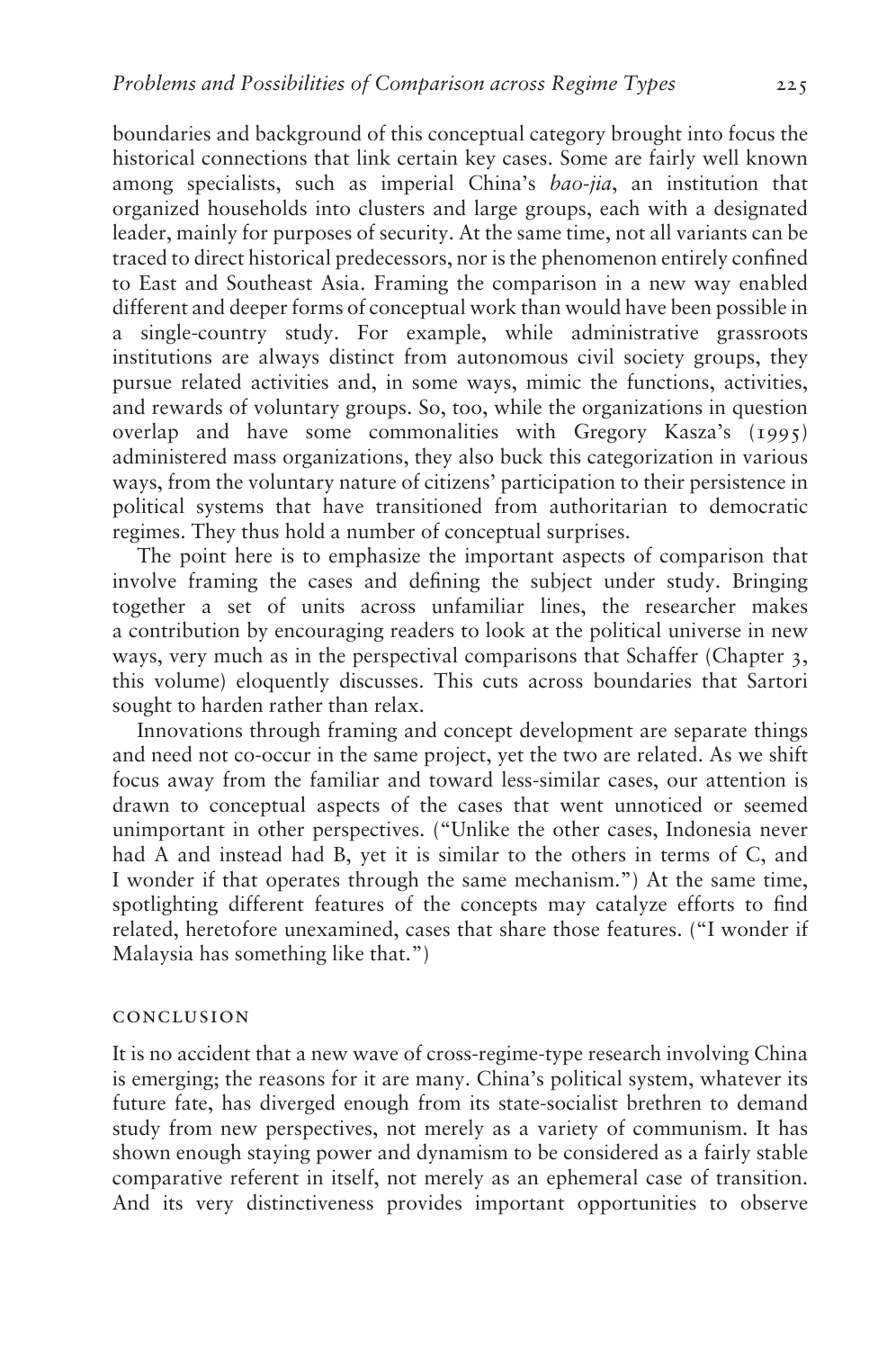boundaries and background of this conceptual category brought into focus the historical connections that link certain key cases. Some are fairly well known among specialists, such as imperial China's *bao-jia*, an institution that organized households into clusters and large groups, each with a designated leader, mainly for purposes of security. At the same time, not all variants can be traced to direct historical predecessors, nor is the phenomenon entirely confined to East and Southeast Asia. Framing the comparison in a new way enabled different and deeper forms of conceptual work than would have been possible in a single-country study. For example, while administrative grassroots institutions are always distinct from autonomous civil society groups, they pursue related activities and, in some ways, mimic the functions, activities, and rewards of voluntary groups. So, too, while the organizations in question overlap and have some commonalities with Gregory Kasza's (1995) administered mass organizations, they also buck this categorization in various ways, from the voluntary nature of citizens' participation to their persistence in political systems that have transitioned from authoritarian to democratic regimes. They thus hold a number of conceptual surprises.

The point here is to emphasize the important aspects of comparison that involve framing the cases and defining the subject under study. Bringing together a set of units across unfamiliar lines, the researcher makes a contribution by encouraging readers to look at the political universe in new ways, very much as in the perspectival comparisons that Schaffer (Chapter 3, this volume) eloquently discusses. This cuts across boundaries that Sartori sought to harden rather than relax.

Innovations through framing and concept development are separate things and need not co-occur in the same project, yet the two are related. As we shift focus away from the familiar and toward less-similar cases, our attention is drawn to conceptual aspects of the cases that went unnoticed or seemed unimportant in other perspectives. ("Unlike the other cases, Indonesia never had A and instead had B, yet it is similar to the others in terms of C, and I wonder if that operates through the same mechanism.") At the same time, spotlighting different features of the concepts may catalyze efforts to find related, heretofore unexamined, cases that share those features. ("I wonder if Malaysia has something like that.")

## CONCLUSION

It is no accident that a new wave of cross-regime-type research involving China is emerging; the reasons for it are many. China's political system, whatever its future fate, has diverged enough from its state-socialist brethren to demand study from new perspectives, not merely as a variety of communism. It has shown enough staying power and dynamism to be considered as a fairly stable comparative referent in itself, not merely as an ephemeral case of transition. And its very distinctiveness provides important opportunities to observe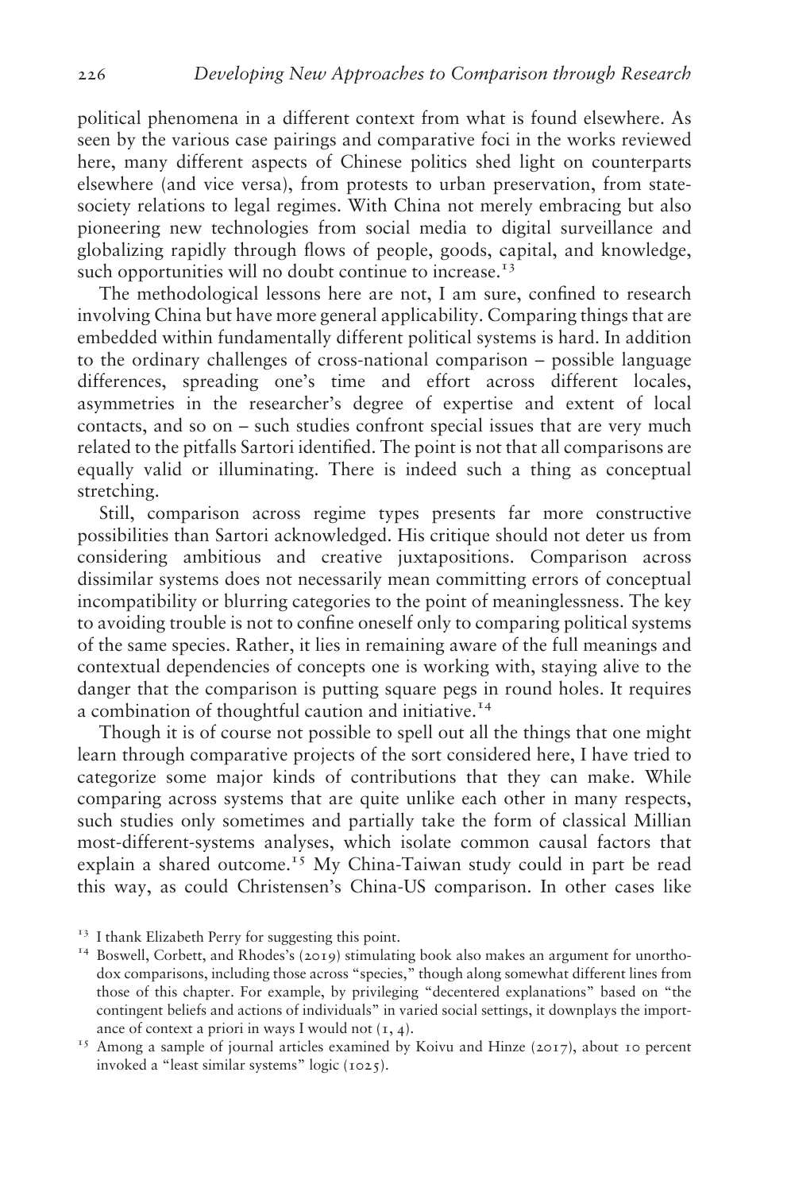political phenomena in a different context from what is found elsewhere. As seen by the various case pairings and comparative foci in the works reviewed here, many different aspects of Chinese politics shed light on counterparts elsewhere (and vice versa), from protests to urban preservation, from state-society relations to legal regimes. With China not merely embracing but also pioneering new technologies from social media to digital surveillance and globalizing rapidly through flows of people, goods, capital, and knowledge, such opportunities will no doubt continue to increase.[13]

The methodological lessons here are not, I am sure, confined to research involving China but have more general applicability. Comparing things that are embedded within fundamentally different political systems is hard. In addition to the ordinary challenges of cross-national comparison – possible language differences, spreading one's time and effort across different locales, asymmetries in the researcher's degree of expertise and extent of local contacts, and so on – such studies confront special issues that are very much related to the pitfalls Sartori identified. The point is not that all comparisons are equally valid or illuminating. There is indeed such a thing as conceptual stretching.

Still, comparison across regime types presents far more constructive possibilities than Sartori acknowledged. His critique should not deter us from considering ambitious and creative juxtapositions. Comparison across dissimilar systems does not necessarily mean committing errors of conceptual incompatibility or blurring categories to the point of meaninglessness. The key to avoiding trouble is not to confine oneself only to comparing political systems of the same species. Rather, it lies in remaining aware of the full meanings and contextual dependencies of concepts one is working with, staying alive to the danger that the comparison is putting square pegs in round holes. It requires a combination of thoughtful caution and initiative.[14]

Though it is of course not possible to spell out all the things that one might learn through comparative projects of the sort considered here, I have tried to categorize some major kinds of contributions that they can make. While comparing across systems that are quite unlike each other in many respects, such studies only sometimes and partially take the form of classical Millian most-different-systems analyses, which isolate common causal factors that explain a shared outcome.[15] My China-Taiwan study could in part be read this way, as could Christensen's China-US comparison. In other cases like

[13] I thank Elizabeth Perry for suggesting this point.

[14] Boswell, Corbett, and Rhodes's (2019) stimulating book also makes an argument for unorthodox comparisons, including those across "species," though along somewhat different lines from those of this chapter. For example, by privileging "decentered explanations" based on "the contingent beliefs and actions of individuals" in varied social settings, it downplays the importance of context a priori in ways I would not (1, 4).

[15] Among a sample of journal articles examined by Koivu and Hinze (2017), about 10 percent invoked a "least similar systems" logic (1025).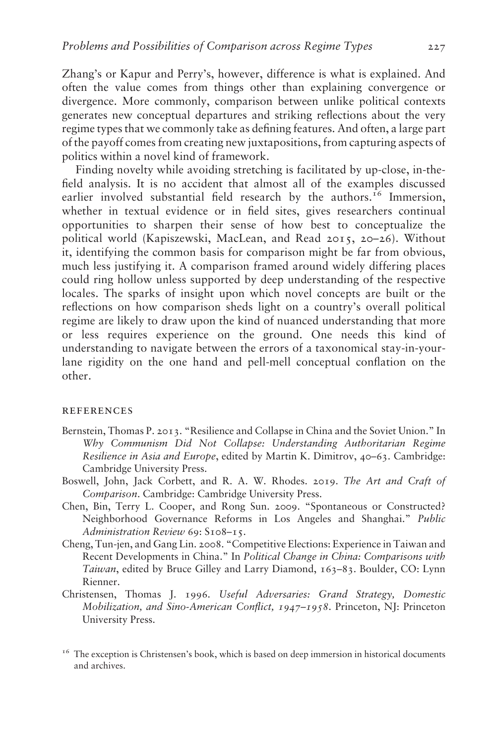Zhang's or Kapur and Perry's, however, difference is what is explained. And often the value comes from things other than explaining convergence or divergence. More commonly, comparison between unlike political contexts generates new conceptual departures and striking reflections about the very regime types that we commonly take as defining features. And often, a large part of the payoff comes from creating new juxtapositions, from capturing aspects of politics within a novel kind of framework.

Finding novelty while avoiding stretching is facilitated by up-close, in-the-field analysis. It is no accident that almost all of the examples discussed earlier involved substantial field research by the authors.[16] Immersion, whether in textual evidence or in field sites, gives researchers continual opportunities to sharpen their sense of how best to conceptualize the political world (Kapiszewski, MacLean, and Read 2015, 20–26). Without it, identifying the common basis for comparison might be far from obvious, much less justifying it. A comparison framed around widely differing places could ring hollow unless supported by deep understanding of the respective locales. The sparks of insight upon which novel concepts are built or the reflections on how comparison sheds light on a country's overall political regime are likely to draw upon the kind of nuanced understanding that more or less requires experience on the ground. One needs this kind of understanding to navigate between the errors of a taxonomical stay-in-your-lane rigidity on the one hand and pell-mell conceptual conflation on the other.

## REFERENCES

- Bernstein, Thomas P. 2013. "Resilience and Collapse in China and the Soviet Union." In *Why Communism Did Not Collapse: Understanding Authoritarian Regime Resilience in Asia and Europe*, edited by Martin K. Dimitrov, 40–63. Cambridge: Cambridge University Press.
- Boswell, John, Jack Corbett, and R. A. W. Rhodes. 2019. *The Art and Craft of Comparison*. Cambridge: Cambridge University Press.
- Chen, Bin, Terry L. Cooper, and Rong Sun. 2009. "Spontaneous or Constructed? Neighborhood Governance Reforms in Los Angeles and Shanghai." *Public Administration Review* 69: S108–15.
- Cheng, Tun-jen, and Gang Lin. 2008. "Competitive Elections: Experience in Taiwan and Recent Developments in China." In *Political Change in China: Comparisons with Taiwan*, edited by Bruce Gilley and Larry Diamond, 163–83. Boulder, CO: Lynn Rienner.
- Christensen, Thomas J. 1996. *Useful Adversaries: Grand Strategy, Domestic Mobilization, and Sino-American Conflict, 1947–1958*. Princeton, NJ: Princeton University Press.

[16] The exception is Christensen's book, which is based on deep immersion in historical documents and archives.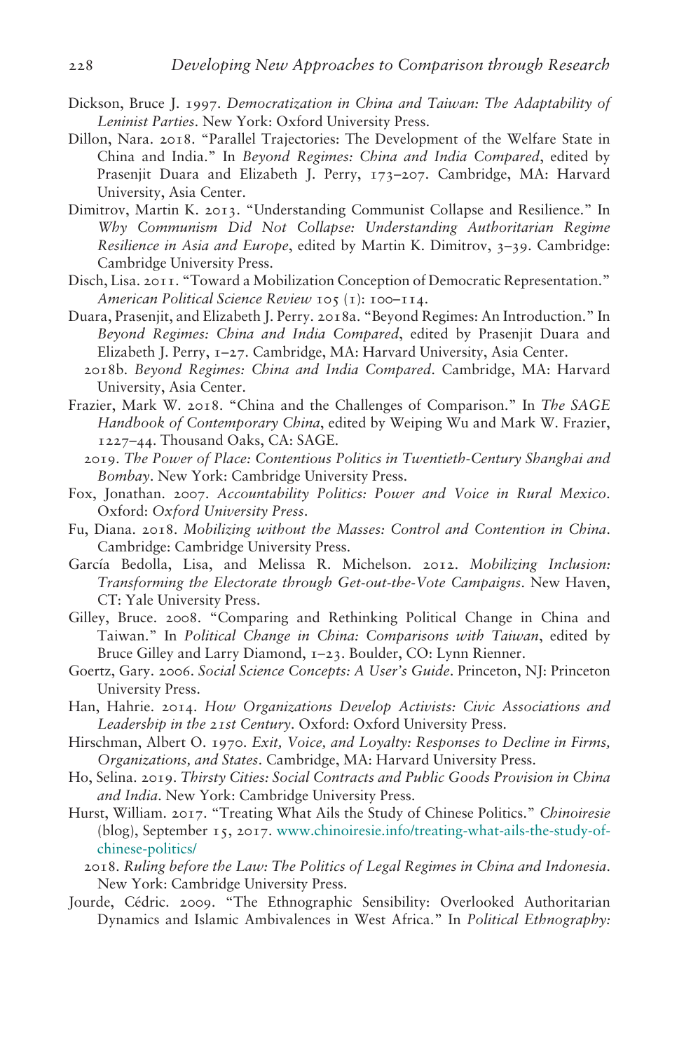Dickson, Bruce J. 1997. *Democratization in China and Taiwan: The Adaptability of Leninist Parties*. New York: Oxford University Press.

Dillon, Nara. 2018. "Parallel Trajectories: The Development of the Welfare State in China and India." In *Beyond Regimes: China and India Compared*, edited by Prasenjit Duara and Elizabeth J. Perry, 173–207. Cambridge, MA: Harvard University, Asia Center.

Dimitrov, Martin K. 2013. "Understanding Communist Collapse and Resilience." In *Why Communism Did Not Collapse: Understanding Authoritarian Regime Resilience in Asia and Europe*, edited by Martin K. Dimitrov, 3–39. Cambridge: Cambridge University Press.

Disch, Lisa. 2011. "Toward a Mobilization Conception of Democratic Representation." *American Political Science Review* 105 (1): 100–114.

Duara, Prasenjit, and Elizabeth J. Perry. 2018a. "Beyond Regimes: An Introduction." In *Beyond Regimes: China and India Compared*, edited by Prasenjit Duara and Elizabeth J. Perry, 1–27. Cambridge, MA: Harvard University, Asia Center.

2018b. *Beyond Regimes: China and India Compared*. Cambridge, MA: Harvard University, Asia Center.

Frazier, Mark W. 2018. "China and the Challenges of Comparison." In *The SAGE Handbook of Contemporary China*, edited by Weiping Wu and Mark W. Frazier, 1227–44. Thousand Oaks, CA: SAGE.

2019. *The Power of Place: Contentious Politics in Twentieth-Century Shanghai and Bombay*. New York: Cambridge University Press.

Fox, Jonathan. 2007. *Accountability Politics: Power and Voice in Rural Mexico*. Oxford: *Oxford University Press*.

Fu, Diana. 2018. *Mobilizing without the Masses: Control and Contention in China*. Cambridge: Cambridge University Press.

García Bedolla, Lisa, and Melissa R. Michelson. 2012. *Mobilizing Inclusion: Transforming the Electorate through Get-out-the-Vote Campaigns*. New Haven, CT: Yale University Press.

Gilley, Bruce. 2008. "Comparing and Rethinking Political Change in China and Taiwan." In *Political Change in China: Comparisons with Taiwan*, edited by Bruce Gilley and Larry Diamond, 1–23. Boulder, CO: Lynn Rienner.

Goertz, Gary. 2006. *Social Science Concepts: A User's Guide*. Princeton, NJ: Princeton University Press.

Han, Hahrie. 2014. *How Organizations Develop Activists: Civic Associations and Leadership in the 21st Century*. Oxford: Oxford University Press.

Hirschman, Albert O. 1970. *Exit, Voice, and Loyalty: Responses to Decline in Firms, Organizations, and States*. Cambridge, MA: Harvard University Press.

Ho, Selina. 2019. *Thirsty Cities: Social Contracts and Public Goods Provision in China and India*. New York: Cambridge University Press.

Hurst, William. 2017. "Treating What Ails the Study of Chinese Politics." *Chinoiresie* (blog), September 15, 2017. www.chinoiresie.info/treating-what-ails-the-study-of-chinese-politics/

2018. *Ruling before the Law: The Politics of Legal Regimes in China and Indonesia*. New York: Cambridge University Press.

Jourde, Cédric. 2009. "The Ethnographic Sensibility: Overlooked Authoritarian Dynamics and Islamic Ambivalences in West Africa." In *Political Ethnography:*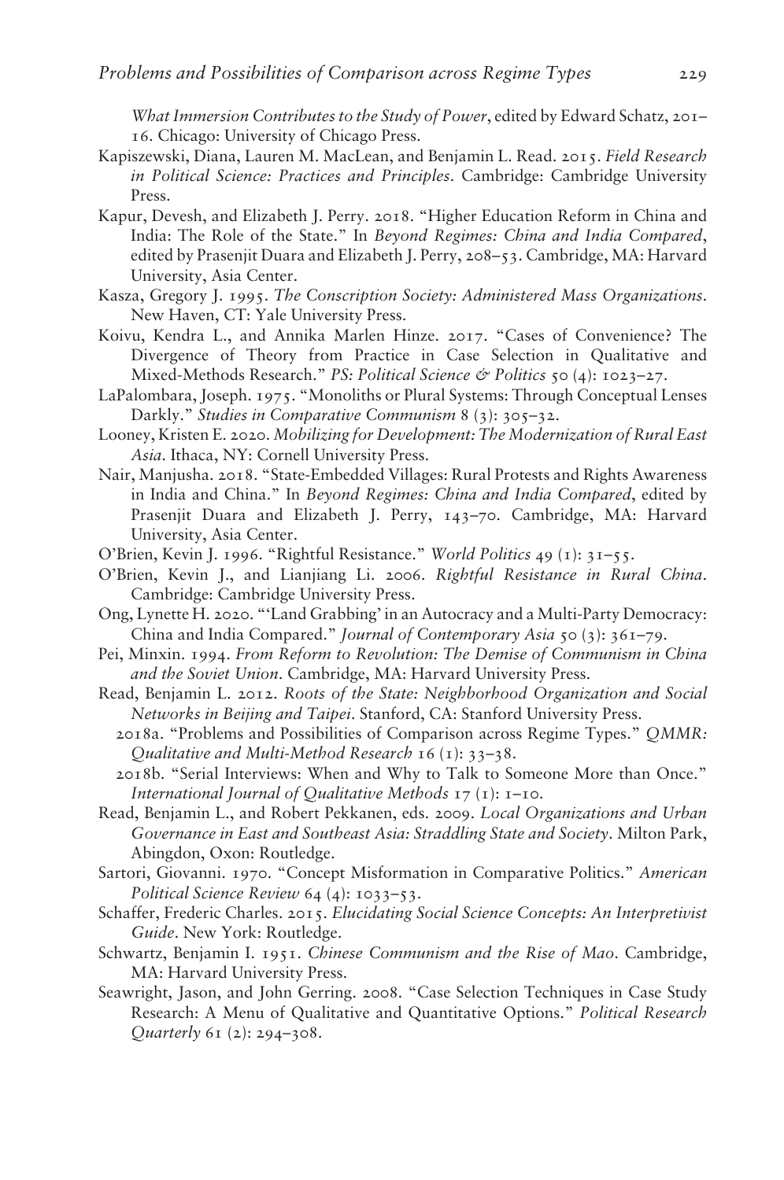*What Immersion Contributes to the Study of Power*, edited by Edward Schatz, 201–16. Chicago: University of Chicago Press.

Kapiszewski, Diana, Lauren M. MacLean, and Benjamin L. Read. 2015. *Field Research in Political Science: Practices and Principles*. Cambridge: Cambridge University Press.

Kapur, Devesh, and Elizabeth J. Perry. 2018. "Higher Education Reform in China and India: The Role of the State." In *Beyond Regimes: China and India Compared*, edited by Prasenjit Duara and Elizabeth J. Perry, 208–53. Cambridge, MA: Harvard University, Asia Center.

Kasza, Gregory J. 1995. *The Conscription Society: Administered Mass Organizations*. New Haven, CT: Yale University Press.

Koivu, Kendra L., and Annika Marlen Hinze. 2017. "Cases of Convenience? The Divergence of Theory from Practice in Case Selection in Qualitative and Mixed-Methods Research." *PS: Political Science & Politics* 50 (4): 1023–27.

LaPalombara, Joseph. 1975. "Monoliths or Plural Systems: Through Conceptual Lenses Darkly." *Studies in Comparative Communism* 8 (3): 305–32.

Looney, Kristen E. 2020. *Mobilizing for Development: The Modernization of Rural East Asia*. Ithaca, NY: Cornell University Press.

Nair, Manjusha. 2018. "State-Embedded Villages: Rural Protests and Rights Awareness in India and China." In *Beyond Regimes: China and India Compared*, edited by Prasenjit Duara and Elizabeth J. Perry, 143–70. Cambridge, MA: Harvard University, Asia Center.

O'Brien, Kevin J. 1996. "Rightful Resistance." *World Politics* 49 (1): 31–55.

O'Brien, Kevin J., and Lianjiang Li. 2006. *Rightful Resistance in Rural China*. Cambridge: Cambridge University Press.

Ong, Lynette H. 2020. "'Land Grabbing' in an Autocracy and a Multi-Party Democracy: China and India Compared." *Journal of Contemporary Asia* 50 (3): 361–79.

Pei, Minxin. 1994. *From Reform to Revolution: The Demise of Communism in China and the Soviet Union*. Cambridge, MA: Harvard University Press.

Read, Benjamin L. 2012. *Roots of the State: Neighborhood Organization and Social Networks in Beijing and Taipei*. Stanford, CA: Stanford University Press.

2018a. "Problems and Possibilities of Comparison across Regime Types." *QMMR: Qualitative and Multi-Method Research* 16 (1): 33–38.

2018b. "Serial Interviews: When and Why to Talk to Someone More than Once." *International Journal of Qualitative Methods* 17 (1): 1–10.

Read, Benjamin L., and Robert Pekkanen, eds. 2009. *Local Organizations and Urban Governance in East and Southeast Asia: Straddling State and Society*. Milton Park, Abingdon, Oxon: Routledge.

Sartori, Giovanni. 1970. "Concept Misformation in Comparative Politics." *American Political Science Review* 64 (4): 1033–53.

Schaffer, Frederic Charles. 2015. *Elucidating Social Science Concepts: An Interpretivist Guide*. New York: Routledge.

Schwartz, Benjamin I. 1951. *Chinese Communism and the Rise of Mao*. Cambridge, MA: Harvard University Press.

Seawright, Jason, and John Gerring. 2008. "Case Selection Techniques in Case Study Research: A Menu of Qualitative and Quantitative Options." *Political Research Quarterly* 61 (2): 294–308.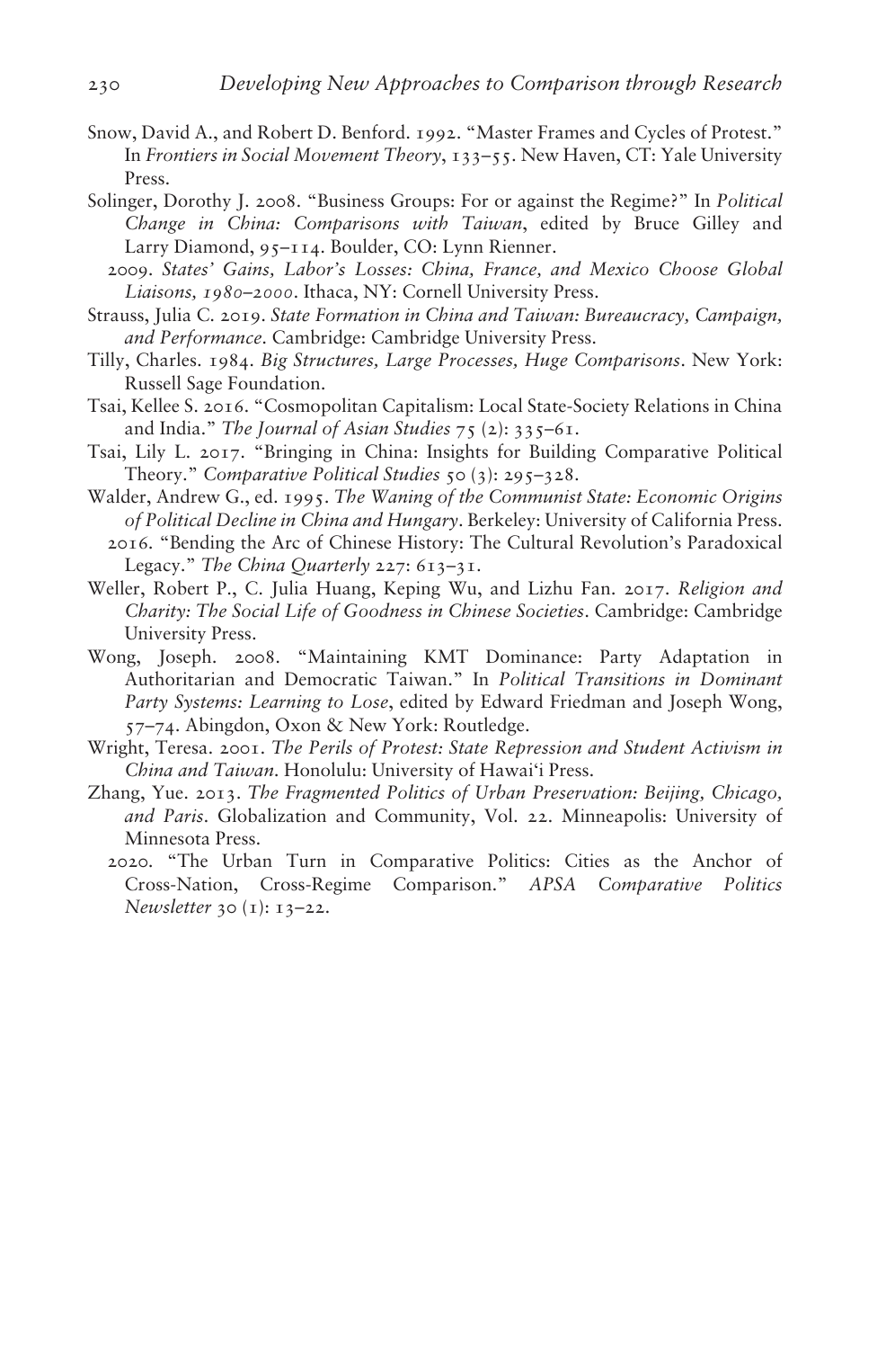Snow, David A., and Robert D. Benford. 1992. "Master Frames and Cycles of Protest." In *Frontiers in Social Movement Theory*, 133–55. New Haven, CT: Yale University Press.

Solinger, Dorothy J. 2008. "Business Groups: For or against the Regime?" In *Political Change in China: Comparisons with Taiwan*, edited by Bruce Gilley and Larry Diamond, 95–114. Boulder, CO: Lynn Rienner.

2009. *States' Gains, Labor's Losses: China, France, and Mexico Choose Global Liaisons, 1980–2000*. Ithaca, NY: Cornell University Press.

Strauss, Julia C. 2019. *State Formation in China and Taiwan: Bureaucracy, Campaign, and Performance*. Cambridge: Cambridge University Press.

Tilly, Charles. 1984. *Big Structures, Large Processes, Huge Comparisons*. New York: Russell Sage Foundation.

Tsai, Kellee S. 2016. "Cosmopolitan Capitalism: Local State-Society Relations in China and India." *The Journal of Asian Studies* 75 (2): 335–61.

Tsai, Lily L. 2017. "Bringing in China: Insights for Building Comparative Political Theory." *Comparative Political Studies* 50 (3): 295–328.

Walder, Andrew G., ed. 1995. *The Waning of the Communist State: Economic Origins of Political Decline in China and Hungary*. Berkeley: University of California Press.

2016. "Bending the Arc of Chinese History: The Cultural Revolution's Paradoxical Legacy." *The China Quarterly* 227: 613–31.

Weller, Robert P., C. Julia Huang, Keping Wu, and Lizhu Fan. 2017. *Religion and Charity: The Social Life of Goodness in Chinese Societies*. Cambridge: Cambridge University Press.

Wong, Joseph. 2008. "Maintaining KMT Dominance: Party Adaptation in Authoritarian and Democratic Taiwan." In *Political Transitions in Dominant Party Systems: Learning to Lose*, edited by Edward Friedman and Joseph Wong, 57–74. Abingdon, Oxon & New York: Routledge.

Wright, Teresa. 2001. *The Perils of Protest: State Repression and Student Activism in China and Taiwan*. Honolulu: University of Hawai'i Press.

Zhang, Yue. 2013. *The Fragmented Politics of Urban Preservation: Beijing, Chicago, and Paris*. Globalization and Community, Vol. 22. Minneapolis: University of Minnesota Press.

2020. "The Urban Turn in Comparative Politics: Cities as the Anchor of Cross-Nation, Cross-Regime Comparison." *APSA Comparative Politics Newsletter* 30 (1): 13–22.